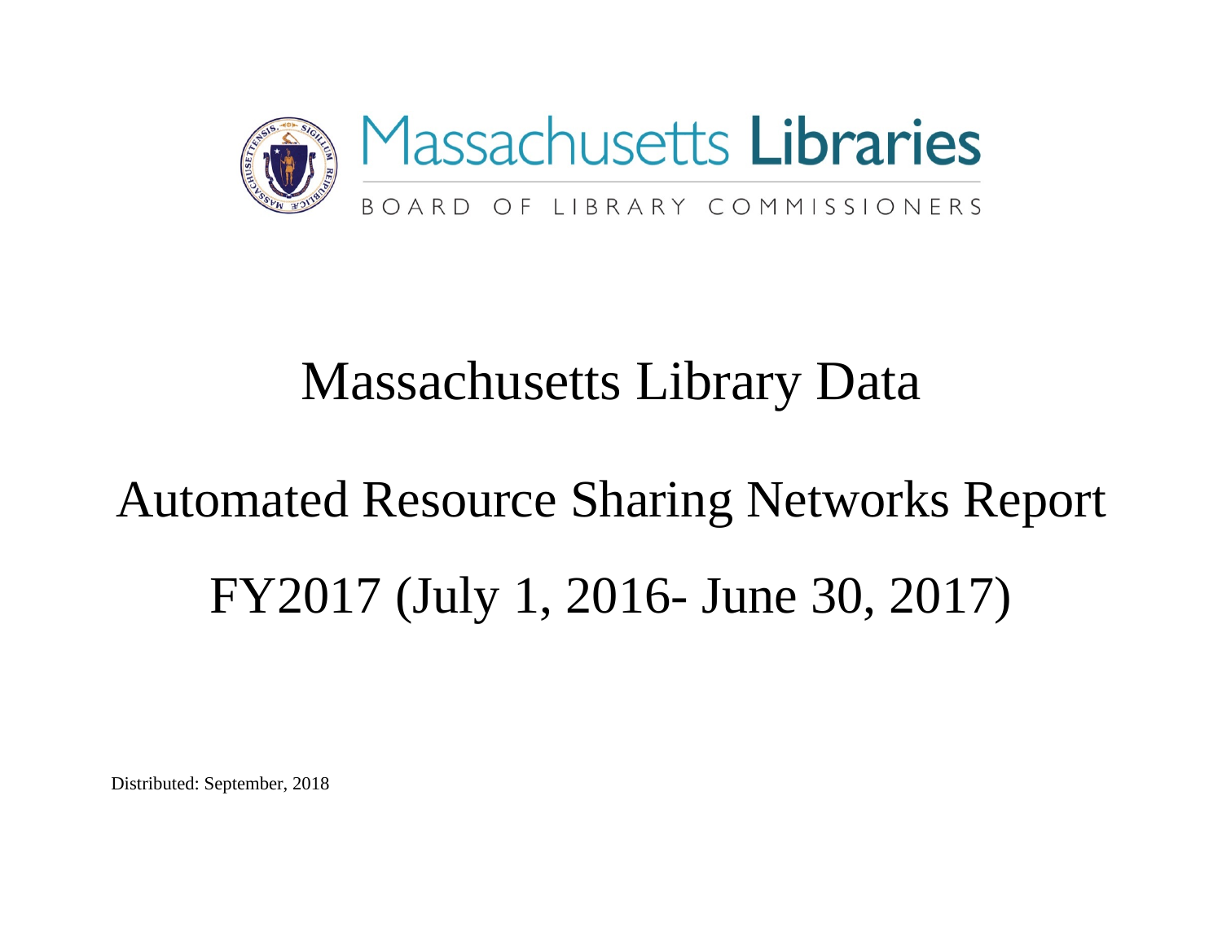Massachusetts Libraries

BOARD OF LIBRARY COMMISSIONERS

# Massachusetts Library Data

# Automated Resource Sharing Networks Report

# FY2017 (July 1, 2016- June 30, 2017)

Distributed: September, 2018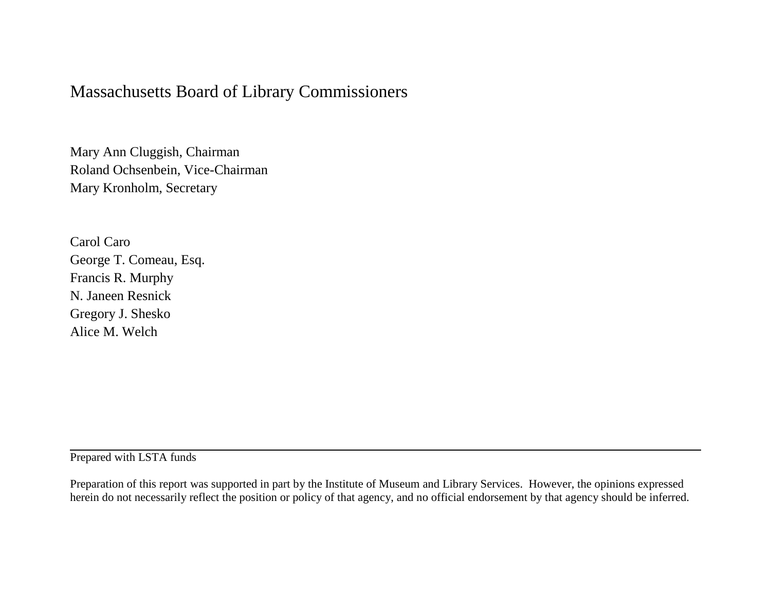# Massachusetts Board of Library Commissioners

Mary Ann Cluggish, Chairman
Roland Ochsenbein, Vice-Chairman
Mary Kronholm, Secretary

Carol Caro
George T. Comeau, Esq.
Francis R. Murphy
N. Janeen Resnick
Gregory J. Shesko
Alice M. Welch

---

Prepared with LSTA funds

Preparation of this report was supported in part by the Institute of Museum and Library Services. However, the opinions expressed herein do not necessarily reflect the position or policy of that agency, and no official endorsement by that agency should be inferred.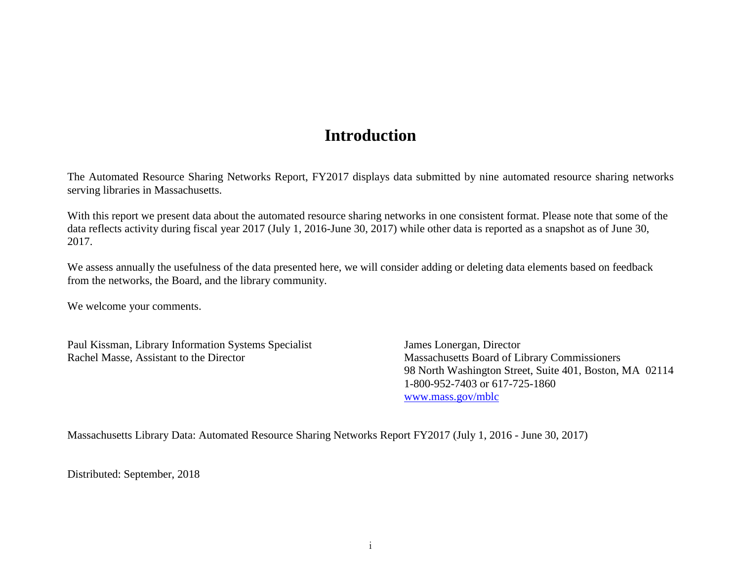# Introduction

The Automated Resource Sharing Networks Report, FY2017 displays data submitted by nine automated resource sharing networks serving libraries in Massachusetts.

With this report we present data about the automated resource sharing networks in one consistent format. Please note that some of the data reflects activity during fiscal year 2017 (July 1, 2016-June 30, 2017) while other data is reported as a snapshot as of June 30, 2017.

We assess annually the usefulness of the data presented here, we will consider adding or deleting data elements based on feedback from the networks, the Board, and the library community.

We welcome your comments.

Paul Kissman, Library Information Systems Specialist
Rachel Masse, Assistant to the Director

James Lonergan, Director
Massachusetts Board of Library Commissioners
98 North Washington Street, Suite 401, Boston, MA 02114
1-800-952-7403 or 617-725-1860
[www.mass.gov/mblc](http://www.mass.gov/mblc)

Massachusetts Library Data: Automated Resource Sharing Networks Report FY2017 (July 1, 2016 - June 30, 2017)

Distributed: September, 2018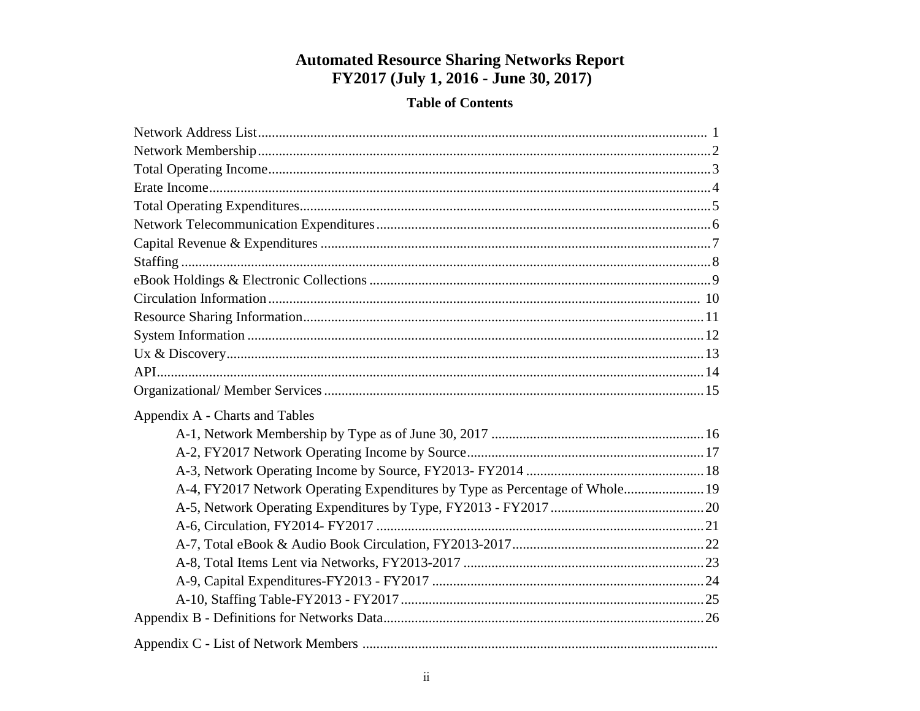# Automated Resource Sharing Networks Report
## FY2017 (July 1, 2016 - June 30, 2017)

### Table of Contents

Network Address List ........ 1
Network Membership ........ 2
Total Operating Income ........ 3
Erate Income ........ 4
Total Operating Expenditures ........ 5
Network Telecommunication Expenditures ........ 6
Capital Revenue & Expenditures ........ 7
Staffing ........ 8
eBook Holdings & Electronic Collections ........ 9
Circulation Information ........ 10
Resource Sharing Information ........ 11
System Information ........ 12
Ux & Discovery ........ 13
API ........ 14
Organizational/ Member Services ........ 15

Appendix A - Charts and Tables
- A-1, Network Membership by Type as of June 30, 2017 ........ 16
- A-2, FY2017 Network Operating Income by Source ........ 17
- A-3, Network Operating Income by Source, FY2013- FY2014 ........ 18
- A-4, FY2017 Network Operating Expenditures by Type as Percentage of Whole ........ 19
- A-5, Network Operating Expenditures by Type, FY2013 - FY2017 ........ 20
- A-6, Circulation, FY2014- FY2017 ........ 21
- A-7, Total eBook & Audio Book Circulation, FY2013-2017 ........ 22
- A-8, Total Items Lent via Networks, FY2013-2017 ........ 23
- A-9, Capital Expenditures-FY2013 - FY2017 ........ 24
- A-10, Staffing Table-FY2013 - FY2017 ........ 25

Appendix B - Definitions for Networks Data ........ 26

Appendix C - List of Network Members ........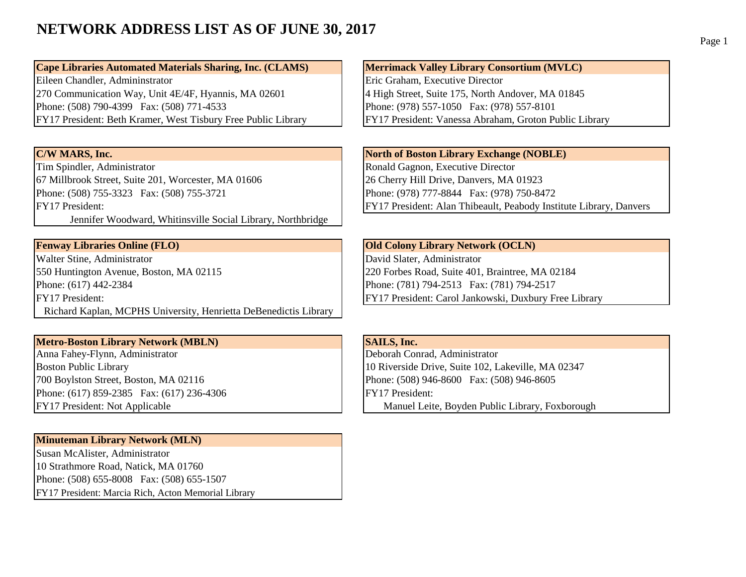# NETWORK ADDRESS LIST AS OF JUNE 30, 2017

**Cape Libraries Automated Materials Sharing, Inc. (CLAMS)**
Eileen Chandler, Admininstrator
270 Communication Way, Unit 4E/4F, Hyannis, MA 02601
Phone: (508) 790-4399   Fax: (508) 771-4533
FY17 President: Beth Kramer, West Tisbury Free Public Library

**C/W MARS, Inc.**
Tim Spindler, Administrator
67 Millbrook Street, Suite 201, Worcester, MA 01606
Phone: (508) 755-3323   Fax: (508) 755-3721
FY17 President:
Jennifer Woodward, Whitinsville Social Library, Northbridge

**Fenway Libraries Online (FLO)**
Walter Stine, Administrator
550 Huntington Avenue, Boston, MA 02115
Phone: (617) 442-2384
FY17 President:
Richard Kaplan, MCPHS University, Henrietta DeBenedictis Library

**Metro-Boston Library Network (MBLN)**
Anna Fahey-Flynn, Administrator
Boston Public Library
700 Boylston Street, Boston, MA 02116
Phone: (617) 859-2385   Fax: (617) 236-4306
FY17 President: Not Applicable

**Minuteman Library Network (MLN)**
Susan McAlister, Administrator
10 Strathmore Road, Natick, MA 01760
Phone: (508) 655-8008   Fax: (508) 655-1507
FY17 President: Marcia Rich, Acton Memorial Library

**Merrimack Valley Library Consortium (MVLC)**
Eric Graham, Executive Director
4 High Street, Suite 175, North Andover, MA 01845
Phone: (978) 557-1050   Fax: (978) 557-8101
FY17 President: Vanessa Abraham, Groton Public Library

**North of Boston Library Exchange (NOBLE)**
Ronald Gagnon, Executive Director
26 Cherry Hill Drive, Danvers, MA 01923
Phone: (978) 777-8844   Fax: (978) 750-8472
FY17 President: Alan Thibeault, Peabody Institute Library, Danvers

**Old Colony Library Network (OCLN)**
David Slater, Administrator
220 Forbes Road, Suite 401, Braintree, MA 02184
Phone: (781) 794-2513   Fax: (781) 794-2517
FY17 President: Carol Jankowski, Duxbury Free Library

**SAILS, Inc.**
Deborah Conrad, Administrator
10 Riverside Drive, Suite 102, Lakeville, MA 02347
Phone: (508) 946-8600   Fax: (508) 946-8605
FY17 President:
Manuel Leite, Boyden Public Library, Foxborough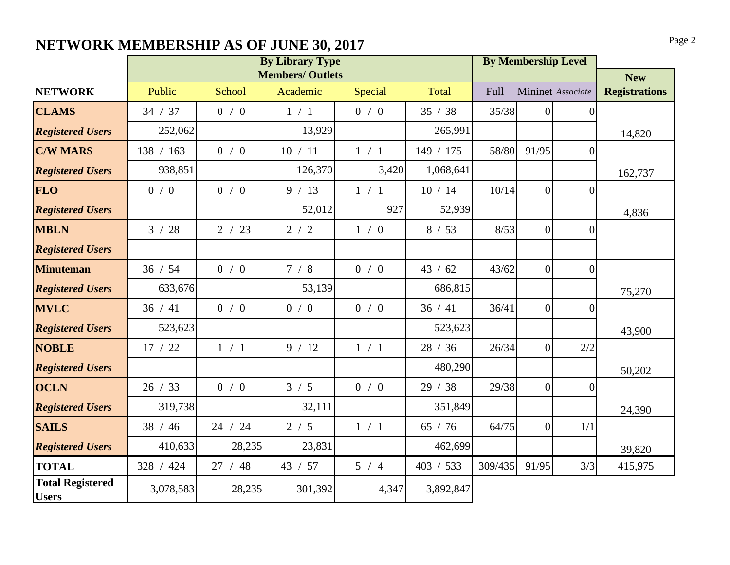## NETWORK MEMBERSHIP AS OF JUNE 30, 2017

| NETWORK | By Library Type Members/ Outlets | | | | | By Membership Level | | | New Registrations |
|---|---|---|---|---|---|---|---|---|---|
| | Public | School | Academic | Special | Total | Full | Mininet | *Associate* | |
| **CLAMS** | 34 / 37 | 0 / 0 | 1 / 1 | 0 / 0 | 35 / 38 | 35/38 | 0 | 0 | |
| ***Registered Users*** | 252,062 | | 13,929 | | 265,991 | | | | 14,820 |
| **C/W MARS** | 138 / 163 | 0 / 0 | 10 / 11 | 1 / 1 | 149 / 175 | 58/80 | 91/95 | 0 | |
| ***Registered Users*** | 938,851 | | 126,370 | 3,420 | 1,068,641 | | | | 162,737 |
| **FLO** | 0 / 0 | 0 / 0 | 9 / 13 | 1 / 1 | 10 / 14 | 10/14 | 0 | 0 | |
| ***Registered Users*** | | | 52,012 | 927 | 52,939 | | | | 4,836 |
| **MBLN** | 3 / 28 | 2 / 23 | 2 / 2 | 1 / 0 | 8 / 53 | 8/53 | 0 | 0 | |
| ***Registered Users*** | | | | | | | | | |
| **Minuteman** | 36 / 54 | 0 / 0 | 7 / 8 | 0 / 0 | 43 / 62 | 43/62 | 0 | 0 | |
| ***Registered Users*** | 633,676 | | 53,139 | | 686,815 | | | | 75,270 |
| **MVLC** | 36 / 41 | 0 / 0 | 0 / 0 | 0 / 0 | 36 / 41 | 36/41 | 0 | 0 | |
| ***Registered Users*** | 523,623 | | | | 523,623 | | | | 43,900 |
| **NOBLE** | 17 / 22 | 1 / 1 | 9 / 12 | 1 / 1 | 28 / 36 | 26/34 | 0 | 2/2 | |
| ***Registered Users*** | | | | | 480,290 | | | | 50,202 |
| **OCLN** | 26 / 33 | 0 / 0 | 3 / 5 | 0 / 0 | 29 / 38 | 29/38 | 0 | 0 | |
| ***Registered Users*** | 319,738 | | 32,111 | | 351,849 | | | | 24,390 |
| **SAILS** | 38 / 46 | 24 / 24 | 2 / 5 | 1 / 1 | 65 / 76 | 64/75 | 0 | 1/1 | |
| ***Registered Users*** | 410,633 | 28,235 | 23,831 | | 462,699 | | | | 39,820 |
| **TOTAL** | 328 / 424 | 27 / 48 | 43 / 57 | 5 / 4 | 403 / 533 | 309/435 | 91/95 | 3/3 | 415,975 |
| **Total Registered Users** | 3,078,583 | 28,235 | 301,392 | 4,347 | 3,892,847 | | | | |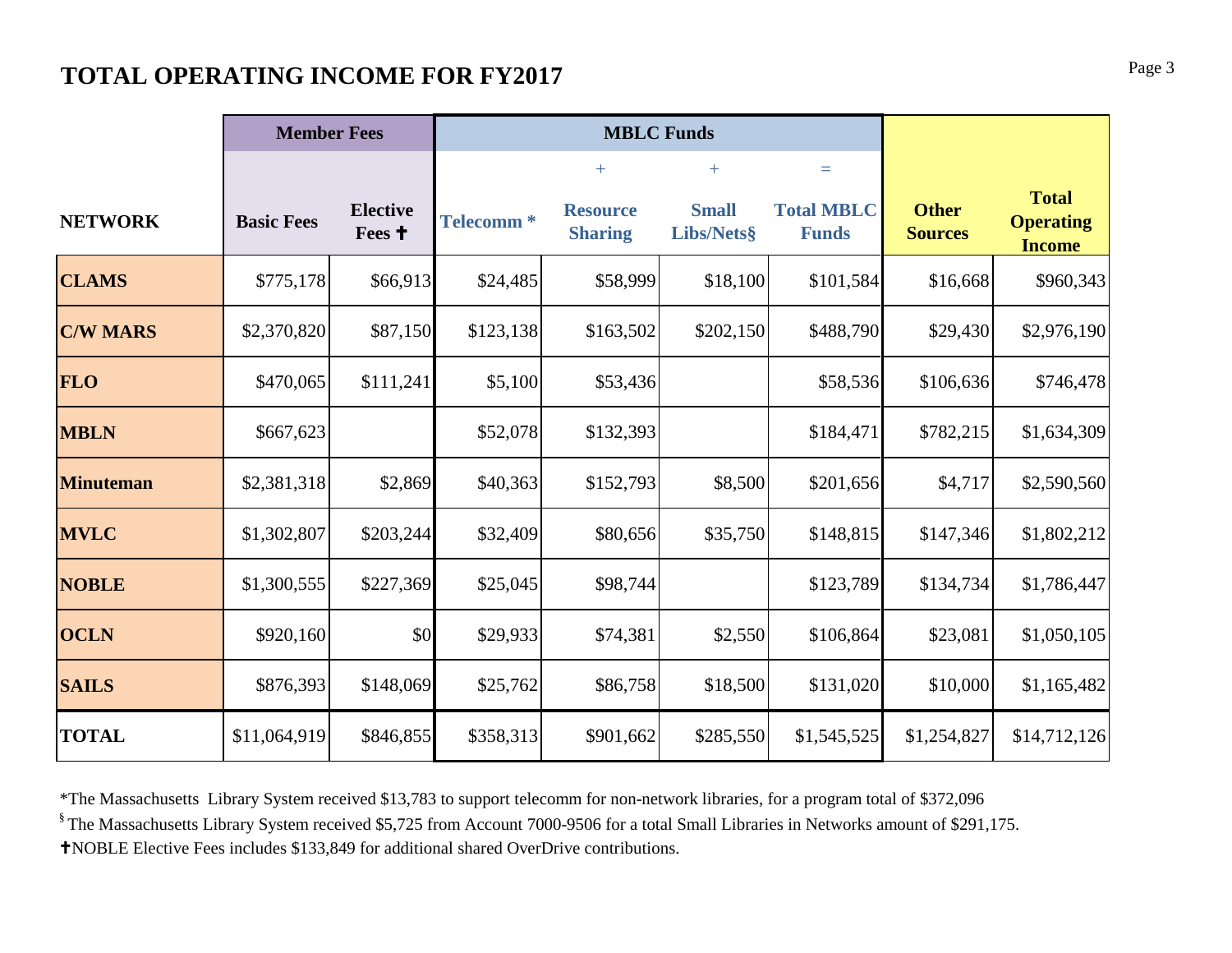# TOTAL OPERATING INCOME FOR FY2017

| | Member Fees | | MBLC Funds | | | | | |
|---|---|---|---|---|---|---|---|---|
| | | | | + | + | = | | |
| NETWORK | Basic Fees | Elective Fees ✝ | Telecomm * | Resource Sharing | Small Libs/Nets§ | Total MBLC Funds | Other Sources | Total Operating Income |
| CLAMS | $775,178 | $66,913 | $24,485 | $58,999 | $18,100 | $101,584 | $16,668 | $960,343 |
| C/W MARS | $2,370,820 | $87,150 | $123,138 | $163,502 | $202,150 | $488,790 | $29,430 | $2,976,190 |
| FLO | $470,065 | $111,241 | $5,100 | $53,436 | | $58,536 | $106,636 | $746,478 |
| MBLN | $667,623 | | $52,078 | $132,393 | | $184,471 | $782,215 | $1,634,309 |
| Minuteman | $2,381,318 | $2,869 | $40,363 | $152,793 | $8,500 | $201,656 | $4,717 | $2,590,560 |
| MVLC | $1,302,807 | $203,244 | $32,409 | $80,656 | $35,750 | $148,815 | $147,346 | $1,802,212 |
| NOBLE | $1,300,555 | $227,369 | $25,045 | $98,744 | | $123,789 | $134,734 | $1,786,447 |
| OCLN | $920,160 | $0 | $29,933 | $74,381 | $2,550 | $106,864 | $23,081 | $1,050,105 |
| SAILS | $876,393 | $148,069 | $25,762 | $86,758 | $18,500 | $131,020 | $10,000 | $1,165,482 |
| TOTAL | $11,064,919 | $846,855 | $358,313 | $901,662 | $285,550 | $1,545,525 | $1,254,827 | $14,712,126 |

*The Massachusetts Library System received $13,783 to support telecomm for non-network libraries, for a program total of $372,096

§ The Massachusetts Library System received $5,725 from Account 7000-9506 for a total Small Libraries in Networks amount of $291,175.

✝NOBLE Elective Fees includes $133,849 for additional shared OverDrive contributions.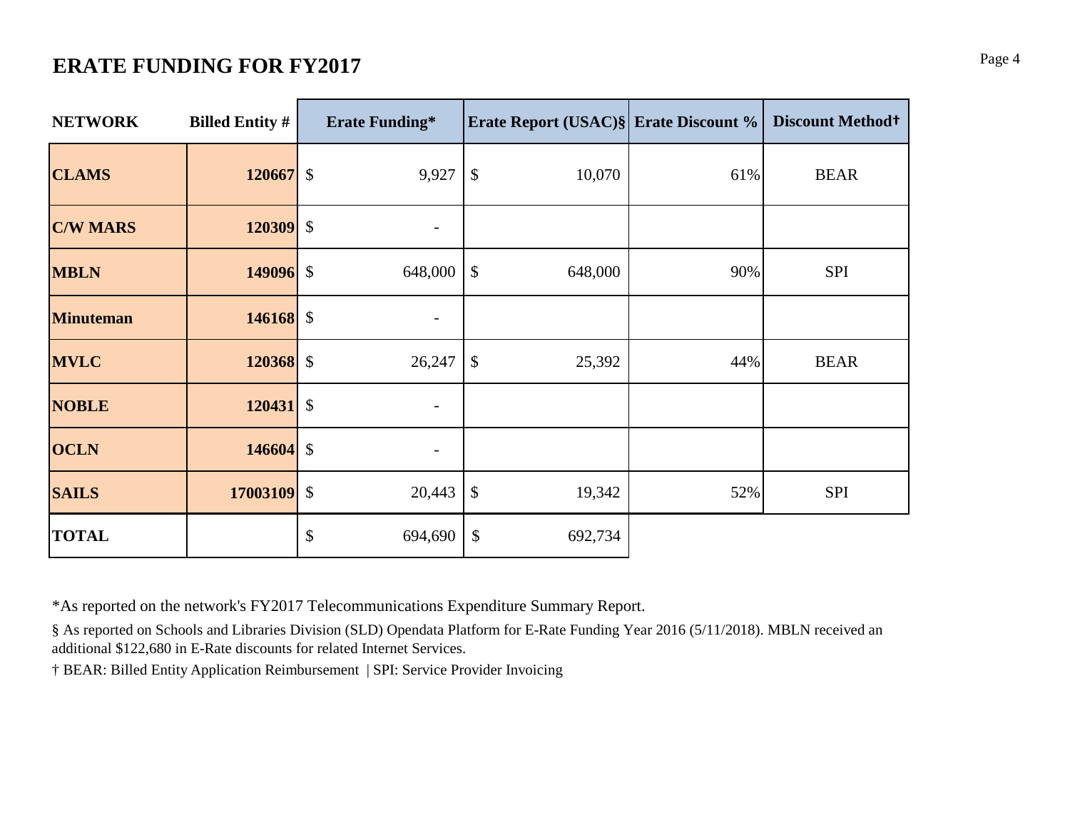## ERATE FUNDING FOR FY2017

| NETWORK | Billed Entity # | Erate Funding* | Erate Report (USAC)§ | Erate Discount % | Discount Method† |
|---|---|---|---|---|---|
| **CLAMS** | **120667** | $ 9,927 | $ 10,070 | 61% | BEAR |
| **C/W MARS** | **120309** | $ - | | | |
| **MBLN** | **149096** | $ 648,000 | $ 648,000 | 90% | SPI |
| **Minuteman** | **146168** | $ - | | | |
| **MVLC** | **120368** | $ 26,247 | $ 25,392 | 44% | BEAR |
| **NOBLE** | **120431** | $ - | | | |
| **OCLN** | **146604** | $ - | | | |
| **SAILS** | **17003109** | $ 20,443 | $ 19,342 | 52% | SPI |
| **TOTAL** | | $ 694,690 | $ 692,734 | | |

*As reported on the network's FY2017 Telecommunications Expenditure Summary Report.

§ As reported on Schools and Libraries Division (SLD) Opendata Platform for E-Rate Funding Year 2016 (5/11/2018). MBLN received an additional $122,680 in E-Rate discounts for related Internet Services.

† BEAR: Billed Entity Application Reimbursement | SPI: Service Provider Invoicing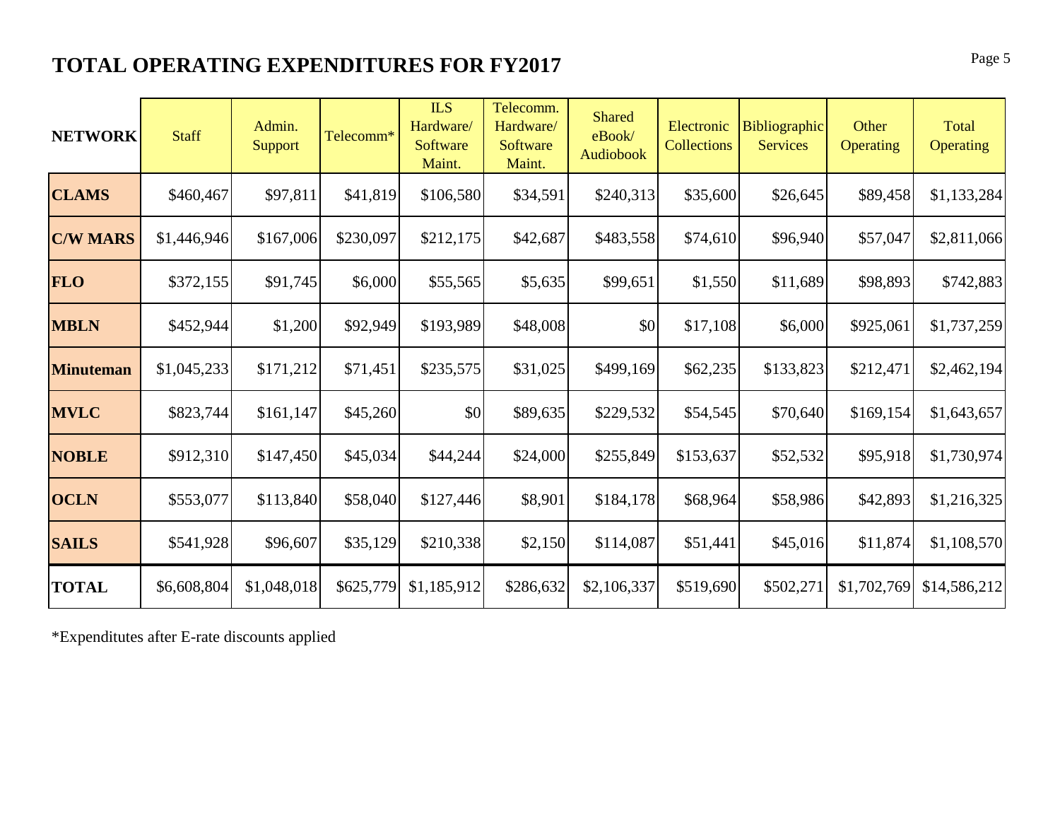## TOTAL OPERATING EXPENDITURES FOR FY2017

| NETWORK | Staff | Admin. Support | Telecomm* | ILS Hardware/ Software Maint. | Telecomm. Hardware/ Software Maint. | Shared eBook/ Audiobook | Electronic Collections | Bibliographic Services | Other Operating | Total Operating |
|---|---|---|---|---|---|---|---|---|---|---|
| **CLAMS** | $460,467 | $97,811 | $41,819 | $106,580 | $34,591 | $240,313 | $35,600 | $26,645 | $89,458 | $1,133,284 |
| **C/W MARS** | $1,446,946 | $167,006 | $230,097 | $212,175 | $42,687 | $483,558 | $74,610 | $96,940 | $57,047 | $2,811,066 |
| **FLO** | $372,155 | $91,745 | $6,000 | $55,565 | $5,635 | $99,651 | $1,550 | $11,689 | $98,893 | $742,883 |
| **MBLN** | $452,944 | $1,200 | $92,949 | $193,989 | $48,008 | $0 | $17,108 | $6,000 | $925,061 | $1,737,259 |
| **Minuteman** | $1,045,233 | $171,212 | $71,451 | $235,575 | $31,025 | $499,169 | $62,235 | $133,823 | $212,471 | $2,462,194 |
| **MVLC** | $823,744 | $161,147 | $45,260 | $0 | $89,635 | $229,532 | $54,545 | $70,640 | $169,154 | $1,643,657 |
| **NOBLE** | $912,310 | $147,450 | $45,034 | $44,244 | $24,000 | $255,849 | $153,637 | $52,532 | $95,918 | $1,730,974 |
| **OCLN** | $553,077 | $113,840 | $58,040 | $127,446 | $8,901 | $184,178 | $68,964 | $58,986 | $42,893 | $1,216,325 |
| **SAILS** | $541,928 | $96,607 | $35,129 | $210,338 | $2,150 | $114,087 | $51,441 | $45,016 | $11,874 | $1,108,570 |
| **TOTAL** | $6,608,804 | $1,048,018 | $625,779 | $1,185,912 | $286,632 | $2,106,337 | $519,690 | $502,271 | $1,702,769 | $14,586,212 |

*Expenditutes after E-rate discounts applied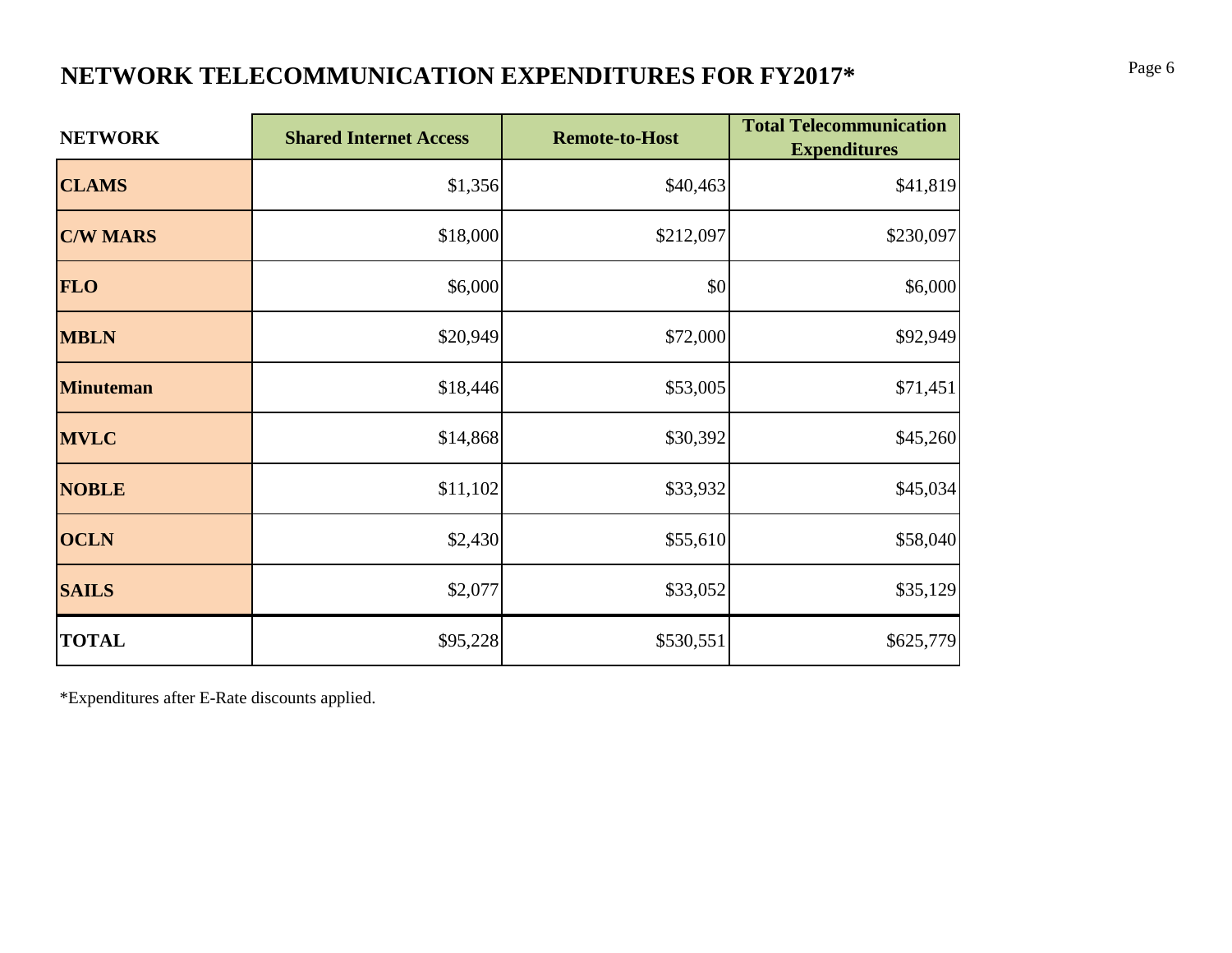# NETWORK TELECOMMUNICATION EXPENDITURES FOR FY2017*

| NETWORK | Shared Internet Access | Remote-to-Host | Total Telecommunication Expenditures |
|---|---|---|---|
| **CLAMS** | $1,356 | $40,463 | $41,819 |
| **C/W MARS** | $18,000 | $212,097 | $230,097 |
| **FLO** | $6,000 | $0 | $6,000 |
| **MBLN** | $20,949 | $72,000 | $92,949 |
| **Minuteman** | $18,446 | $53,005 | $71,451 |
| **MVLC** | $14,868 | $30,392 | $45,260 |
| **NOBLE** | $11,102 | $33,932 | $45,034 |
| **OCLN** | $2,430 | $55,610 | $58,040 |
| **SAILS** | $2,077 | $33,052 | $35,129 |
| **TOTAL** | $95,228 | $530,551 | $625,779 |

*Expenditures after E-Rate discounts applied.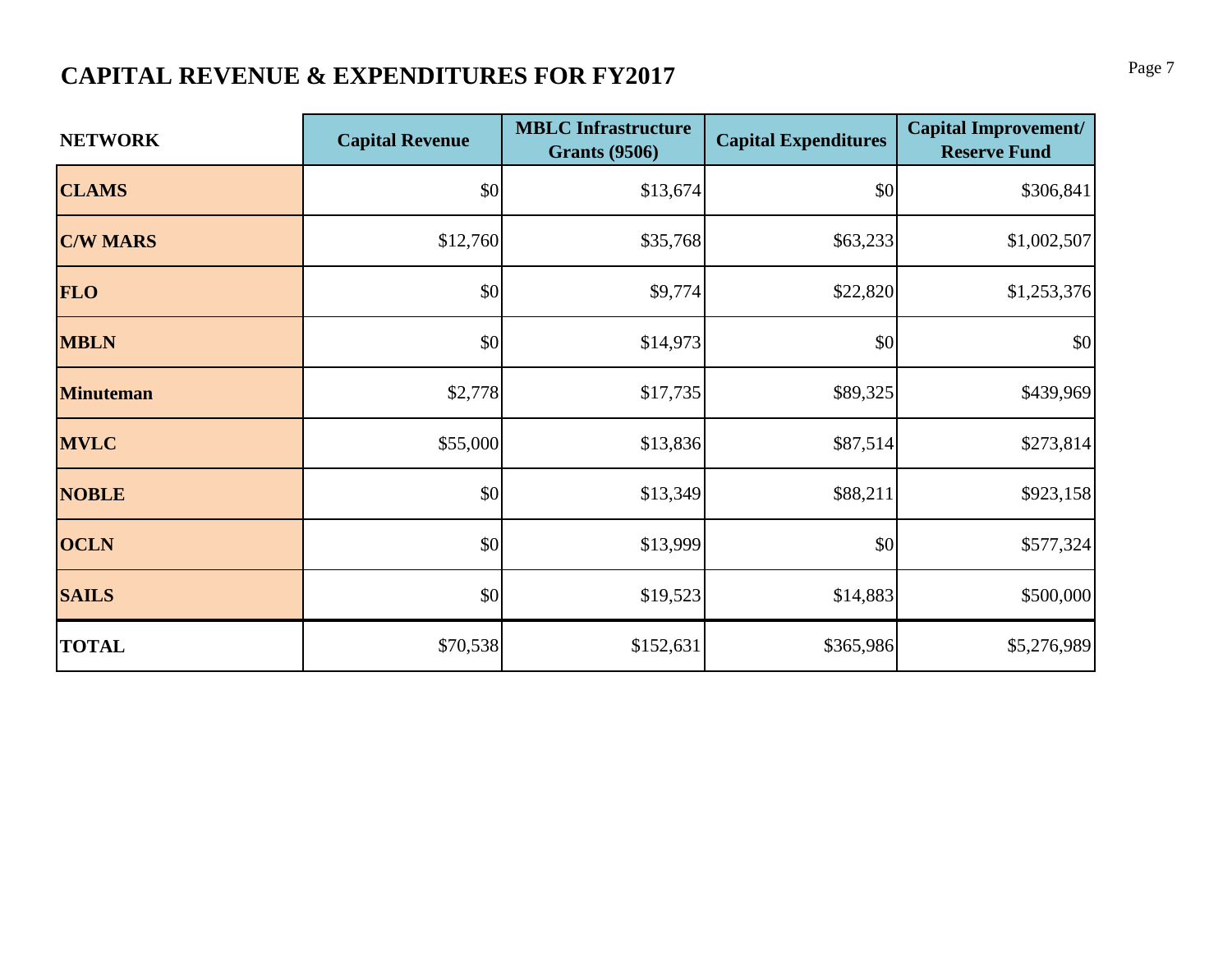# CAPITAL REVENUE & EXPENDITURES FOR FY2017

| NETWORK | Capital Revenue | MBLC Infrastructure Grants (9506) | Capital Expenditures | Capital Improvement/ Reserve Fund |
|---|---|---|---|---|
| **CLAMS** | $0 | $13,674 | $0 | $306,841 |
| **C/W MARS** | $12,760 | $35,768 | $63,233 | $1,002,507 |
| **FLO** | $0 | $9,774 | $22,820 | $1,253,376 |
| **MBLN** | $0 | $14,973 | $0 | $0 |
| **Minuteman** | $2,778 | $17,735 | $89,325 | $439,969 |
| **MVLC** | $55,000 | $13,836 | $87,514 | $273,814 |
| **NOBLE** | $0 | $13,349 | $88,211 | $923,158 |
| **OCLN** | $0 | $13,999 | $0 | $577,324 |
| **SAILS** | $0 | $19,523 | $14,883 | $500,000 |
| **TOTAL** | $70,538 | $152,631 | $365,986 | $5,276,989 |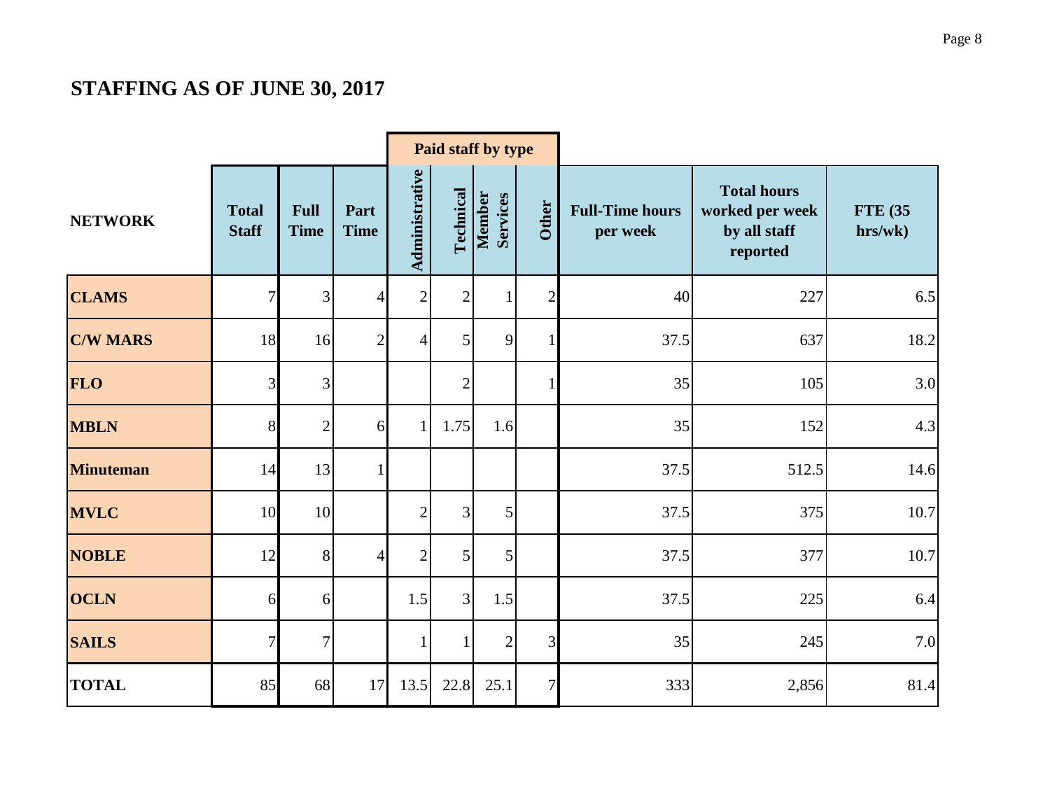## STAFFING AS OF JUNE 30, 2017

| NETWORK | Total Staff | Full Time | Part Time | Paid staff by type | | | | Full-Time hours per week | Total hours worked per week by all staff reported | FTE (35 hrs/wk) |
|---|---|---|---|---|---|---|---|---|---|---|
| | | | | Administrative | Technical | Member Services | Other | | | |
| **CLAMS** | 7 | 3 | 4 | 2 | 2 | 1 | 2 | 40 | 227 | 6.5 |
| **C/W MARS** | 18 | 16 | 2 | 4 | 5 | 9 | 1 | 37.5 | 637 | 18.2 |
| **FLO** | 3 | 3 | | | 2 | | 1 | 35 | 105 | 3.0 |
| **MBLN** | 8 | 2 | 6 | 1 | 1.75 | 1.6 | | 35 | 152 | 4.3 |
| **Minuteman** | 14 | 13 | 1 | | | | | 37.5 | 512.5 | 14.6 |
| **MVLC** | 10 | 10 | | 2 | 3 | 5 | | 37.5 | 375 | 10.7 |
| **NOBLE** | 12 | 8 | 4 | 2 | 5 | 5 | | 37.5 | 377 | 10.7 |
| **OCLN** | 6 | 6 | | 1.5 | 3 | 1.5 | | 37.5 | 225 | 6.4 |
| **SAILS** | 7 | 7 | | 1 | 1 | 2 | 3 | 35 | 245 | 7.0 |
| **TOTAL** | 85 | 68 | 17 | 13.5 | 22.8 | 25.1 | 7 | 333 | 2,856 | 81.4 |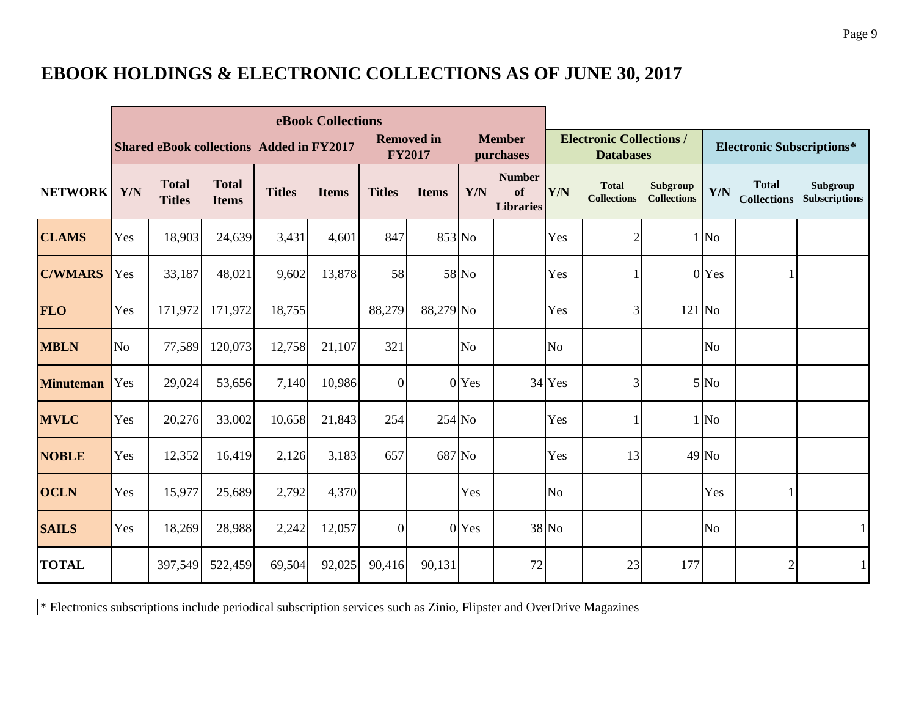# EBOOK HOLDINGS & ELECTRONIC COLLECTIONS AS OF JUNE 30, 2017

| | eBook Collections | | | | | | | | | Electronic Collections / Databases | | | Electronic Subscriptions* | | |
|---|---|---|---|---|---|---|---|---|---|---|---|---|---|---|---|
| | Shared eBook collections | | | Added in FY2017 | | Removed in FY2017 | | Member purchases | | | | | | | |
| NETWORK | Y/N | Total Titles | Total Items | Titles | Items | Titles | Items | Y/N | Number of Libraries | Y/N | Total Collections | Subgroup Collections | Y/N | Total Collections | Subgroup Subscriptions |
| **CLAMS** | Yes | 18,903 | 24,639 | 3,431 | 4,601 | 847 | 853 | No | | Yes | 2 | 1 | No | | |
| **C/WMARS** | Yes | 33,187 | 48,021 | 9,602 | 13,878 | 58 | 58 | No | | Yes | 1 | 0 | Yes | 1 | |
| **FLO** | Yes | 171,972 | 171,972 | 18,755 | | 88,279 | 88,279 | No | | Yes | 3 | 121 | No | | |
| **MBLN** | No | 77,589 | 120,073 | 12,758 | 21,107 | 321 | | No | | No | | | No | | |
| **Minuteman** | Yes | 29,024 | 53,656 | 7,140 | 10,986 | 0 | 0 | Yes | 34 | Yes | 3 | 5 | No | | |
| **MVLC** | Yes | 20,276 | 33,002 | 10,658 | 21,843 | 254 | 254 | No | | Yes | 1 | 1 | No | | |
| **NOBLE** | Yes | 12,352 | 16,419 | 2,126 | 3,183 | 657 | 687 | No | | Yes | 13 | 49 | No | | |
| **OCLN** | Yes | 15,977 | 25,689 | 2,792 | 4,370 | | | Yes | | No | | | Yes | 1 | |
| **SAILS** | Yes | 18,269 | 28,988 | 2,242 | 12,057 | 0 | 0 | Yes | 38 | No | | | No | | 1 |
| **TOTAL** | | 397,549 | 522,459 | 69,504 | 92,025 | 90,416 | 90,131 | | 72 | | 23 | 177 | | 2 | 1 |

\* Electronics subscriptions include periodical subscription services such as Zinio, Flipster and OverDrive Magazines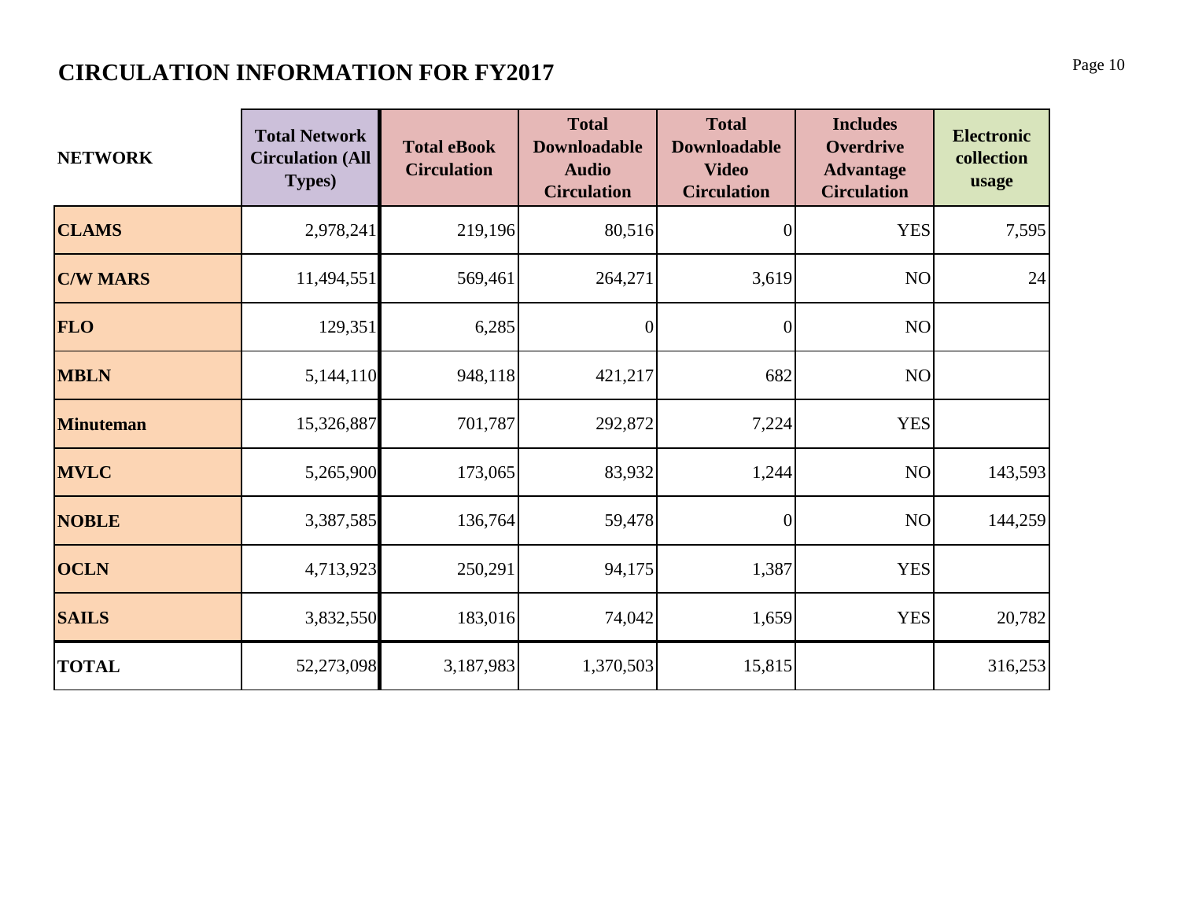# CIRCULATION INFORMATION FOR FY2017

| NETWORK | Total Network Circulation (All Types) | Total eBook Circulation | Total Downloadable Audio Circulation | Total Downloadable Video Circulation | Includes Overdrive Advantage Circulation | Electronic collection usage |
|---|---|---|---|---|---|---|
| **CLAMS** | 2,978,241 | 219,196 | 80,516 | 0 | YES | 7,595 |
| **C/W MARS** | 11,494,551 | 569,461 | 264,271 | 3,619 | NO | 24 |
| **FLO** | 129,351 | 6,285 | 0 | 0 | NO | |
| **MBLN** | 5,144,110 | 948,118 | 421,217 | 682 | NO | |
| **Minuteman** | 15,326,887 | 701,787 | 292,872 | 7,224 | YES | |
| **MVLC** | 5,265,900 | 173,065 | 83,932 | 1,244 | NO | 143,593 |
| **NOBLE** | 3,387,585 | 136,764 | 59,478 | 0 | NO | 144,259 |
| **OCLN** | 4,713,923 | 250,291 | 94,175 | 1,387 | YES | |
| **SAILS** | 3,832,550 | 183,016 | 74,042 | 1,659 | YES | 20,782 |
| **TOTAL** | 52,273,098 | 3,187,983 | 1,370,503 | 15,815 | | 316,253 |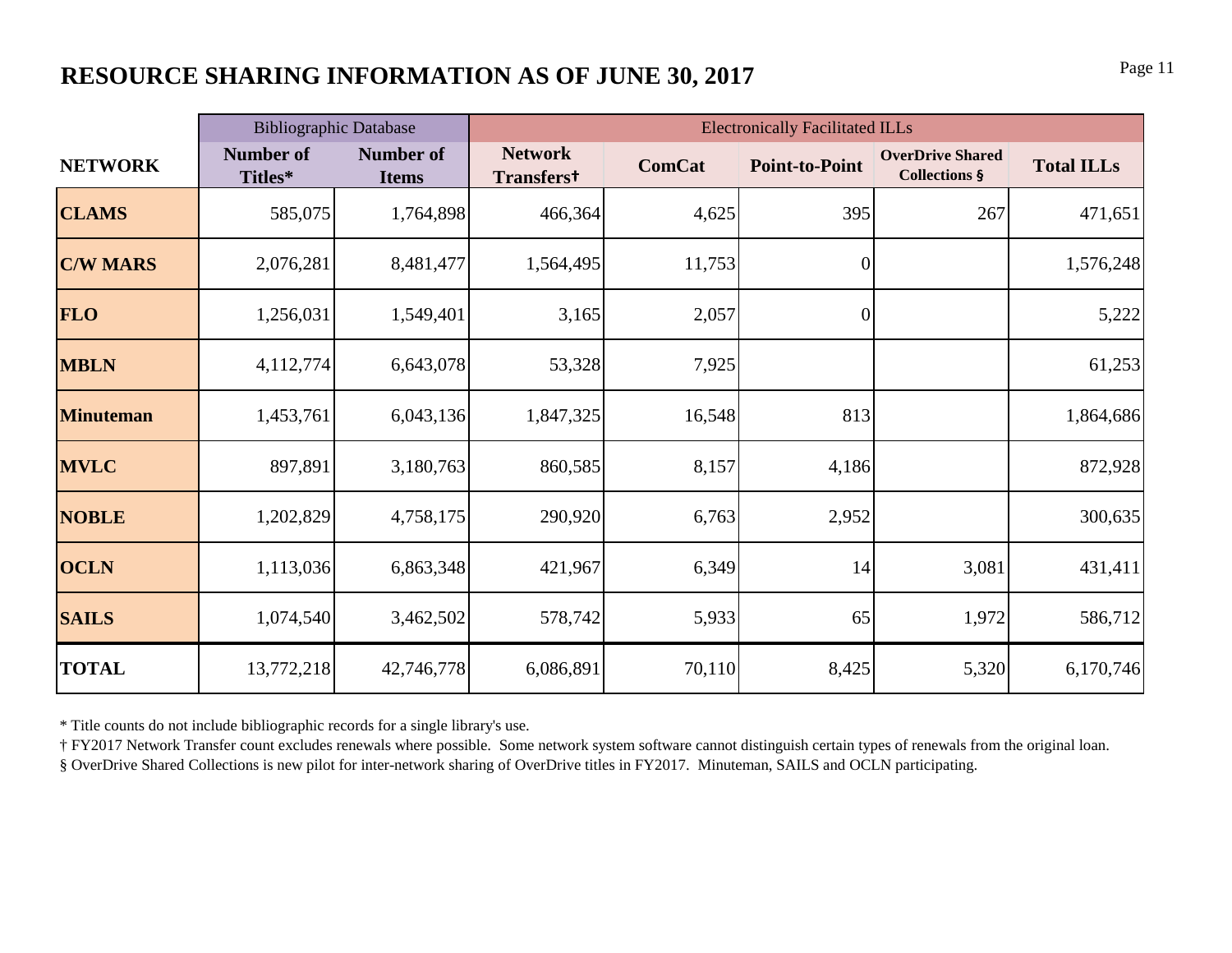# RESOURCE SHARING INFORMATION AS OF JUNE 30, 2017

| | Bibliographic Database | | Electronically Facilitated ILLs | | | | |
|---|---|---|---|---|---|---|---|
| **NETWORK** | **Number of Titles*** | **Number of Items** | **Network Transfers†** | **ComCat** | **Point-to-Point** | **OverDrive Shared Collections §** | **Total ILLs** |
| **CLAMS** | 585,075 | 1,764,898 | 466,364 | 4,625 | 395 | 267 | 471,651 |
| **C/W MARS** | 2,076,281 | 8,481,477 | 1,564,495 | 11,753 | 0 | | 1,576,248 |
| **FLO** | 1,256,031 | 1,549,401 | 3,165 | 2,057 | 0 | | 5,222 |
| **MBLN** | 4,112,774 | 6,643,078 | 53,328 | 7,925 | | | 61,253 |
| **Minuteman** | 1,453,761 | 6,043,136 | 1,847,325 | 16,548 | 813 | | 1,864,686 |
| **MVLC** | 897,891 | 3,180,763 | 860,585 | 8,157 | 4,186 | | 872,928 |
| **NOBLE** | 1,202,829 | 4,758,175 | 290,920 | 6,763 | 2,952 | | 300,635 |
| **OCLN** | 1,113,036 | 6,863,348 | 421,967 | 6,349 | 14 | 3,081 | 431,411 |
| **SAILS** | 1,074,540 | 3,462,502 | 578,742 | 5,933 | 65 | 1,972 | 586,712 |
| **TOTAL** | 13,772,218 | 42,746,778 | 6,086,891 | 70,110 | 8,425 | 5,320 | 6,170,746 |

* Title counts do not include bibliographic records for a single library's use.

† FY2017 Network Transfer count excludes renewals where possible. Some network system software cannot distinguish certain types of renewals from the original loan.

§ OverDrive Shared Collections is new pilot for inter-network sharing of OverDrive titles in FY2017. Minuteman, SAILS and OCLN participating.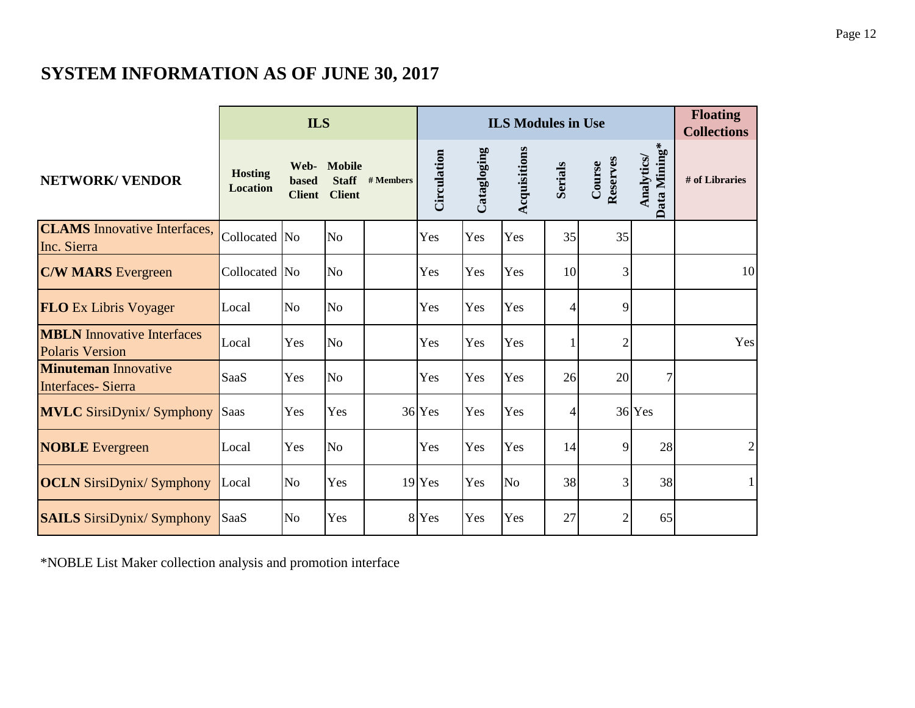# SYSTEM INFORMATION AS OF JUNE 30, 2017

| | ILS | | | | ILS Modules in Use | | | | | | Floating Collections |
|---|---|---|---|---|---|---|---|---|---|---|---|
| **NETWORK/ VENDOR** | **Hosting Location** | **Web-based Client** | **Mobile Staff Client** | **# Members** | **Circulation** | **Cataloging** | **Acquisitions** | **Serials** | **Course Reserves** | **Analytics/ Data Mining*** | **# of Libraries** |
| **CLAMS** Innovative Interfaces, Inc. Sierra | Collocated | No | No | | Yes | Yes | Yes | 35 | 35 | | |
| **C/W MARS** Evergreen | Collocated | No | No | | Yes | Yes | Yes | 10 | 3 | | 10 |
| **FLO** Ex Libris Voyager | Local | No | No | | Yes | Yes | Yes | 4 | 9 | | |
| **MBLN** Innovative Interfaces Polaris Version | Local | Yes | No | | Yes | Yes | Yes | 1 | 2 | | Yes |
| **Minuteman** Innovative Interfaces- Sierra | SaaS | Yes | No | | Yes | Yes | Yes | 26 | 20 | 7 | |
| **MVLC** SirsiDynix/ Symphony | Saas | Yes | Yes | 36 | Yes | Yes | Yes | 4 | 36 | Yes | |
| **NOBLE** Evergreen | Local | Yes | No | | Yes | Yes | Yes | 14 | 9 | 28 | 2 |
| **OCLN** SirsiDynix/ Symphony | Local | No | Yes | 19 | Yes | Yes | No | 38 | 3 | 38 | 1 |
| **SAILS** SirsiDynix/ Symphony | SaaS | No | Yes | 8 | Yes | Yes | Yes | 27 | 2 | 65 | |

*NOBLE List Maker collection analysis and promotion interface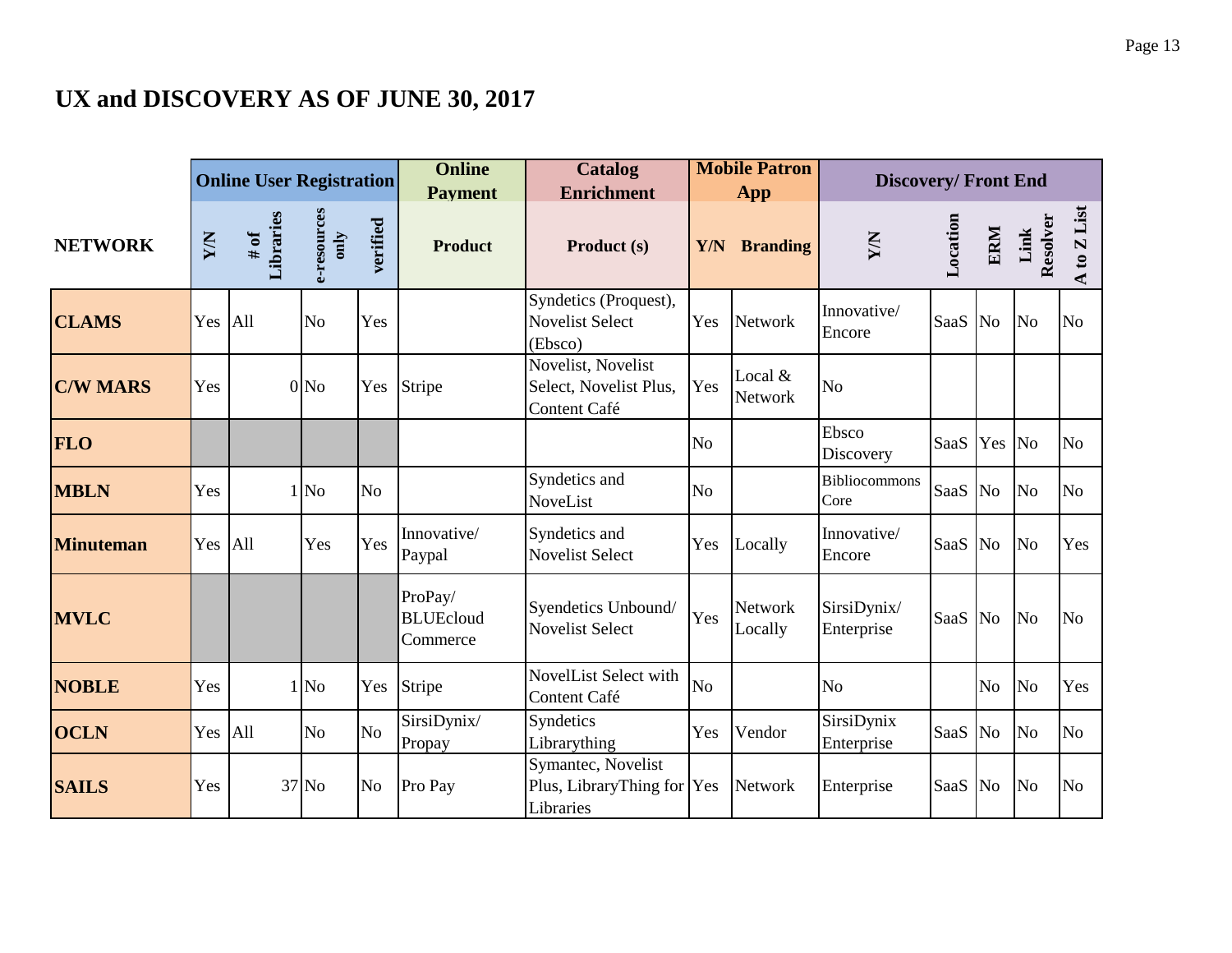# UX and DISCOVERY AS OF JUNE 30, 2017

| NETWORK | Online User Registration | | | | Online Payment | Catalog Enrichment | Mobile Patron App | | Discovery/ Front End | | | | |
|---|---|---|---|---|---|---|---|---|---|---|---|---|---|
| | Y/N | # of Libraries | e-resources only | verified | Product | Product (s) | Y/N | Branding | Y/N | Location | ERM | Link Resolver | A to Z List |
| **CLAMS** | Yes | All | No | Yes | | Syndetics (Proquest), Novelist Select (Ebsco) | Yes | Network | Innovative/ Encore | SaaS | No | No | No |
| **C/W MARS** | Yes | 0 | No | Yes | Stripe | Novelist, Novelist Select, Novelist Plus, Content Café | Yes | Local & Network | No | | | | |
| **FLO** | | | | | | | No | | Ebsco Discovery | SaaS | Yes | No | No |
| **MBLN** | Yes | 1 | No | No | | Syndetics and NoveList | No | | Bibliocommons Core | SaaS | No | No | No |
| **Minuteman** | Yes | All | Yes | Yes | Innovative/ Paypal | Syndetics and Novelist Select | Yes | Locally | Innovative/ Encore | SaaS | No | No | Yes |
| **MVLC** | | | | | ProPay/ BLUEcloud Commerce | Syendetics Unbound/ Novelist Select | Yes | Network Locally | SirsiDynix/ Enterprise | SaaS | No | No | No |
| **NOBLE** | Yes | 1 | No | Yes | Stripe | NovelList Select with Content Café | No | | No | | No | No | Yes |
| **OCLN** | Yes | All | No | No | SirsiDynix/ Propay | Syndetics Librarything | Yes | Vendor | SirsiDynix Enterprise | SaaS | No | No | No |
| **SAILS** | Yes | 37 | No | No | Pro Pay | Symantec, Novelist Plus, LibraryThing for Libraries | Yes | Network | Enterprise | SaaS | No | No | No |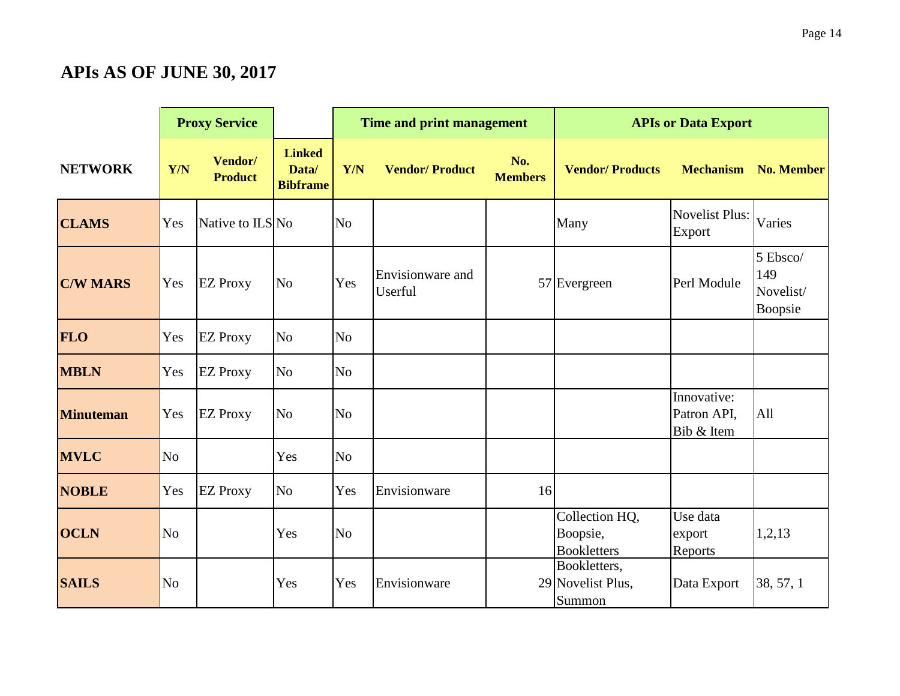## APIs AS OF JUNE 30, 2017

| | Proxy Service | | | Time and print management | | | APIs or Data Export | | |
|---|---|---|---|---|---|---|---|---|---|
| NETWORK | Y/N | Vendor/ Product | Linked Data/ Bibframe | Y/N | Vendor/ Product | No. Members | Vendor/ Products | Mechanism | No. Member |
| CLAMS | Yes | Native to ILS | No | No | | | Many | Novelist Plus: Export | Varies |
| C/W MARS | Yes | EZ Proxy | No | Yes | Envisionware and Userful | 57 | Evergreen | Perl Module | 5 Ebsco/ 149 Novelist/ Boopsie |
| FLO | Yes | EZ Proxy | No | No | | | | | |
| MBLN | Yes | EZ Proxy | No | No | | | | | |
| Minuteman | Yes | EZ Proxy | No | No | | | | Innovative: Patron API, Bib & Item | All |
| MVLC | No | | Yes | No | | | | | |
| NOBLE | Yes | EZ Proxy | No | Yes | Envisionware | 16 | | | |
| OCLN | No | | Yes | No | | | Collection HQ, Boopsie, Bookletters | Use data export Reports | 1,2,13 |
| SAILS | No | | Yes | Yes | Envisionware | 29 | Bookletters, Novelist Plus, Summon | Data Export | 38, 57, 1 |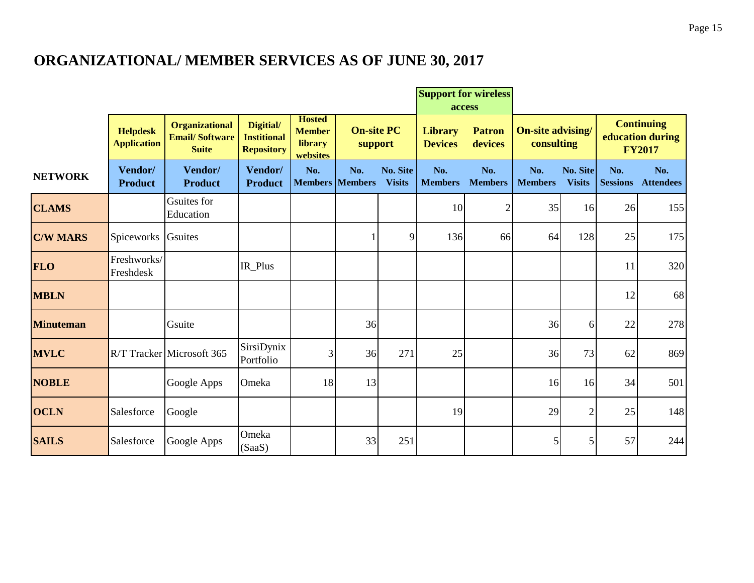# ORGANIZATIONAL/ MEMBER SERVICES AS OF JUNE 30, 2017

| | Helpdesk Application | Organizational Email/ Software Suite | Digitial/ Institional Repository | Hosted Member library websites | On-site PC support | | Support for wireless access: Library Devices | Support for wireless access: Patron devices | On-site advising/ consulting | | Continuing education during FY2017 | |
|---|---|---|---|---|---|---|---|---|---|---|---|---|
| **NETWORK** | **Vendor/ Product** | **Vendor/ Product** | **Vendor/ Product** | **No. Members** | **No. Members** | **No. Site Visits** | **No. Members** | **No. Members** | **No. Members** | **No. Site Visits** | **No. Sessions** | **No. Attendees** |
| **CLAMS** | | Gsuites for Education | | | | | 10 | 2 | 35 | 16 | 26 | 155 |
| **C/W MARS** | Spiceworks | Gsuites | | | 1 | 9 | 136 | 66 | 64 | 128 | 25 | 175 |
| **FLO** | Freshworks/ Freshdesk | | IR_Plus | | | | | | | | 11 | 320 |
| **MBLN** | | | | | | | | | | | 12 | 68 |
| **Minuteman** | | Gsuite | | | 36 | | | | 36 | 6 | 22 | 278 |
| **MVLC** | R/T Tracker | Microsoft 365 | SirsiDynix Portfolio | 3 | 36 | 271 | 25 | | 36 | 73 | 62 | 869 |
| **NOBLE** | | Google Apps | Omeka | 18 | 13 | | | | 16 | 16 | 34 | 501 |
| **OCLN** | Salesforce | Google | | | | | 19 | | 29 | 2 | 25 | 148 |
| **SAILS** | Salesforce | Google Apps | Omeka (SaaS) | | 33 | 251 | | | 5 | 5 | 57 | 244 |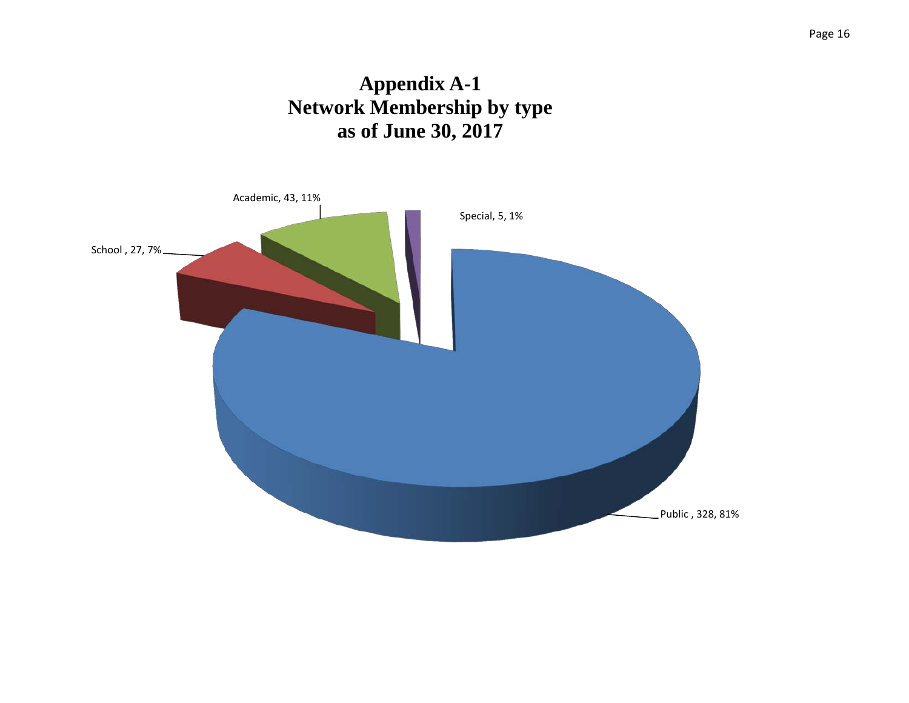# Appendix A-1
# Network Membership by type
# as of June 30, 2017

Academic, 43, 11%

Special, 5, 1%

School , 27, 7%

Public , 328, 81%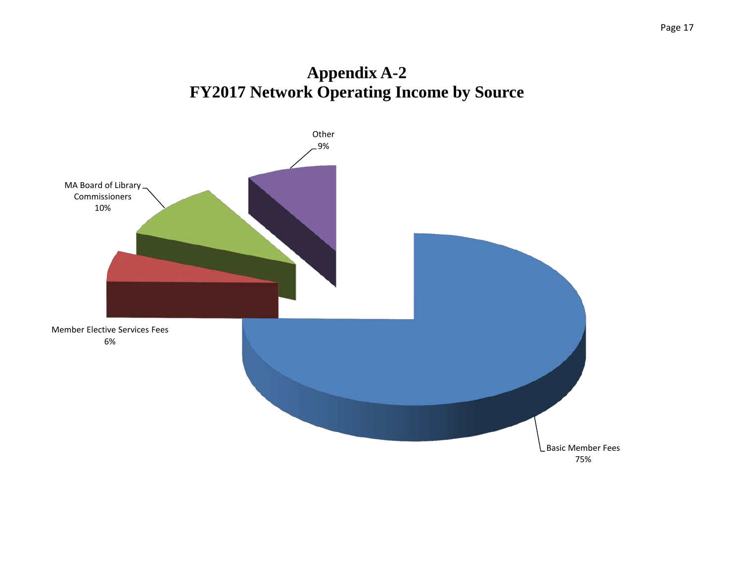# Appendix A-2
# FY2017 Network Operating Income by Source

Other
9%

MA Board of Library Commissioners
10%

Member Elective Services Fees
6%

Basic Member Fees
75%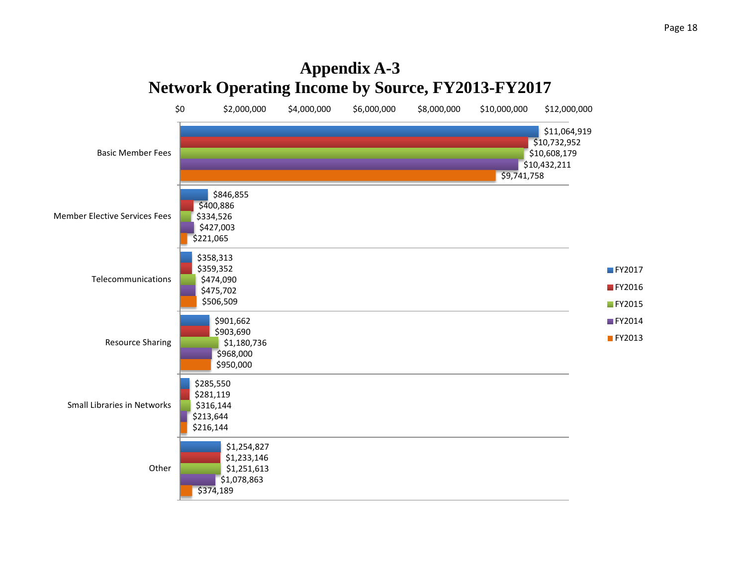# Appendix A-3
## Network Operating Income by Source, FY2013-FY2017

| Source | FY2017 | FY2016 | FY2015 | FY2014 | FY2013 |
|---|---|---|---|---|---|
| Basic Member Fees | $11,064,919 | $10,732,952 | $10,608,179 | $10,432,211 | $9,741,758 |
| Member Elective Services Fees | $846,855 | $400,886 | $334,526 | $427,003 | $221,065 |
| Telecommunications | $358,313 | $359,352 | $474,090 | $475,702 | $506,509 |
| Resource Sharing | $901,662 | $903,690 | $1,180,736 | $968,000 | $950,000 |
| Small Libraries in Networks | $285,550 | $281,119 | $316,144 | $213,644 | $216,144 |
| Other | $1,254,827 | $1,233,146 | $1,251,613 | $1,078,863 | $374,189 |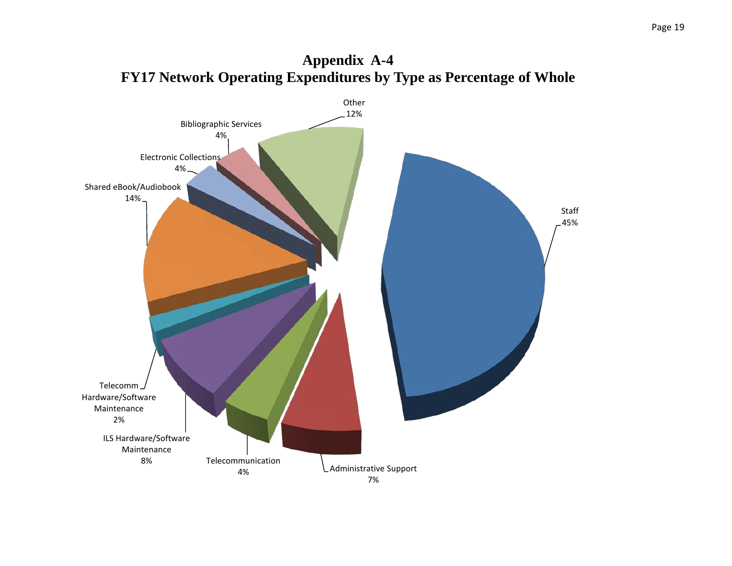# Appendix A-4
## FY17 Network Operating Expenditures by Type as Percentage of Whole

Staff
45%

Administrative Support
7%

Telecommunication
4%

ILS Hardware/Software Maintenance
8%

Telecomm Hardware/Software Maintenance
2%

Shared eBook/Audiobook
14%

Electronic Collections
4%

Bibliographic Services
4%

Other
12%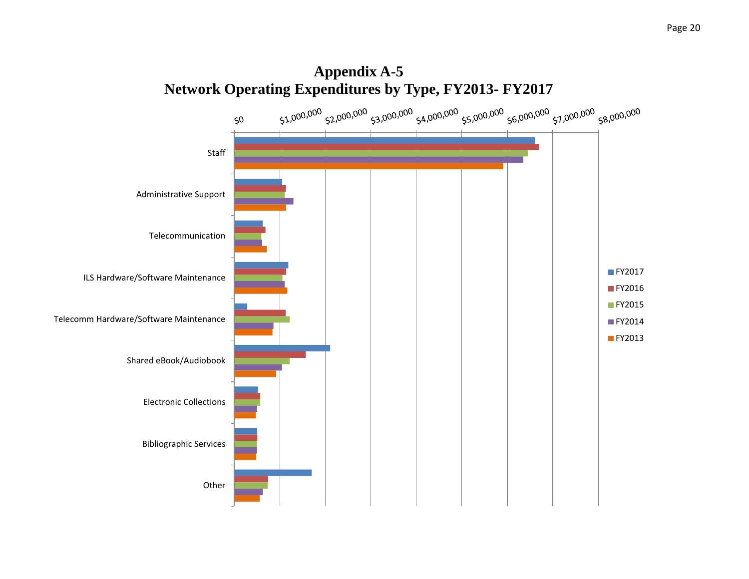# Appendix A-5
# Network Operating Expenditures by Type, FY2013- FY2017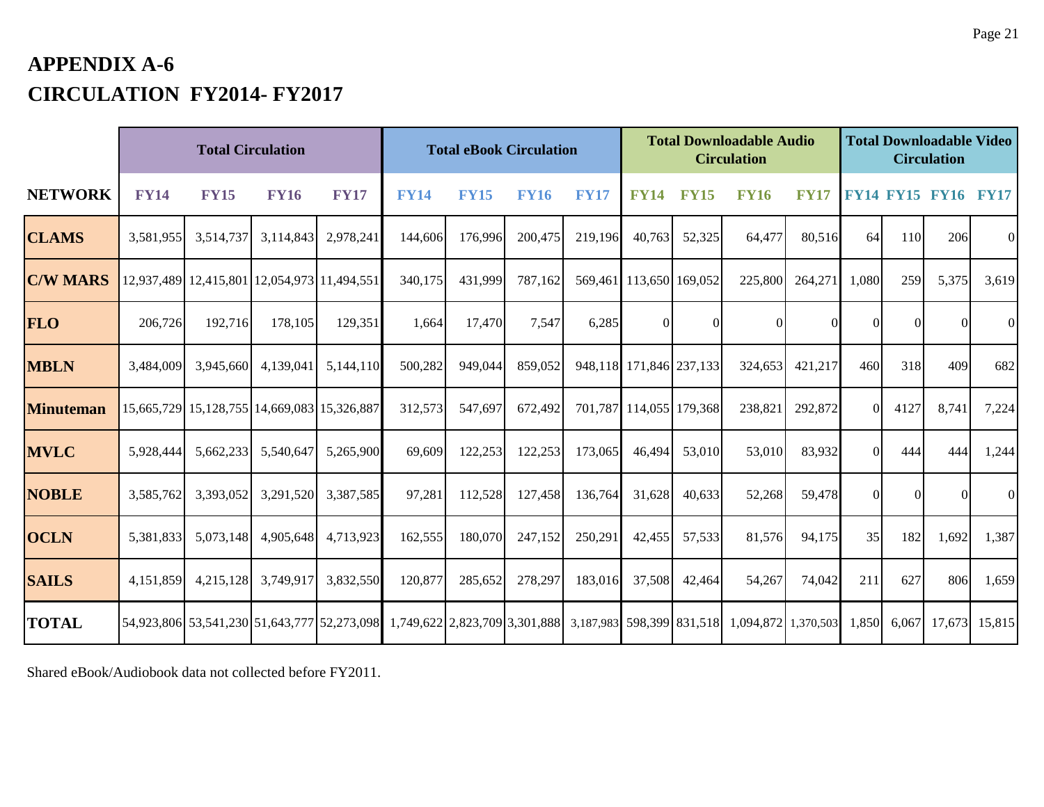# APPENDIX A-6
# CIRCULATION FY2014- FY2017

| | Total Circulation | | | | Total eBook Circulation | | | | Total Downloadable Audio Circulation | | | | Total Downloadable Video Circulation | | | |
|---|---|---|---|---|---|---|---|---|---|---|---|---|---|---|---|---|
| **NETWORK** | **FY14** | **FY15** | **FY16** | **FY17** | **FY14** | **FY15** | **FY16** | **FY17** | **FY14** | **FY15** | **FY16** | **FY17** | **FY14** | **FY15** | **FY16** | **FY17** |
| **CLAMS** | 3,581,955 | 3,514,737 | 3,114,843 | 2,978,241 | 144,606 | 176,996 | 200,475 | 219,196 | 40,763 | 52,325 | 64,477 | 80,516 | 64 | 110 | 206 | 0 |
| **C/W MARS** | 12,937,489 | 12,415,801 | 12,054,973 | 11,494,551 | 340,175 | 431,999 | 787,162 | 569,461 | 113,650 | 169,052 | 225,800 | 264,271 | 1,080 | 259 | 5,375 | 3,619 |
| **FLO** | 206,726 | 192,716 | 178,105 | 129,351 | 1,664 | 17,470 | 7,547 | 6,285 | 0 | 0 | 0 | 0 | 0 | 0 | 0 | 0 |
| **MBLN** | 3,484,009 | 3,945,660 | 4,139,041 | 5,144,110 | 500,282 | 949,044 | 859,052 | 948,118 | 171,846 | 237,133 | 324,653 | 421,217 | 460 | 318 | 409 | 682 |
| **Minuteman** | 15,665,729 | 15,128,755 | 14,669,083 | 15,326,887 | 312,573 | 547,697 | 672,492 | 701,787 | 114,055 | 179,368 | 238,821 | 292,872 | 0 | 4127 | 8,741 | 7,224 |
| **MVLC** | 5,928,444 | 5,662,233 | 5,540,647 | 5,265,900 | 69,609 | 122,253 | 122,253 | 173,065 | 46,494 | 53,010 | 53,010 | 83,932 | 0 | 444 | 444 | 1,244 |
| **NOBLE** | 3,585,762 | 3,393,052 | 3,291,520 | 3,387,585 | 97,281 | 112,528 | 127,458 | 136,764 | 31,628 | 40,633 | 52,268 | 59,478 | 0 | 0 | 0 | 0 |
| **OCLN** | 5,381,833 | 5,073,148 | 4,905,648 | 4,713,923 | 162,555 | 180,070 | 247,152 | 250,291 | 42,455 | 57,533 | 81,576 | 94,175 | 35 | 182 | 1,692 | 1,387 |
| **SAILS** | 4,151,859 | 4,215,128 | 3,749,917 | 3,832,550 | 120,877 | 285,652 | 278,297 | 183,016 | 37,508 | 42,464 | 54,267 | 74,042 | 211 | 627 | 806 | 1,659 |
| **TOTAL** | 54,923,806 | 53,541,230 | 51,643,777 | 52,273,098 | 1,749,622 | 2,823,709 | 3,301,888 | 3,187,983 | 598,399 | 831,518 | 1,094,872 | 1,370,503 | 1,850 | 6,067 | 17,673 | 15,815 |

Shared eBook/Audiobook data not collected before FY2011.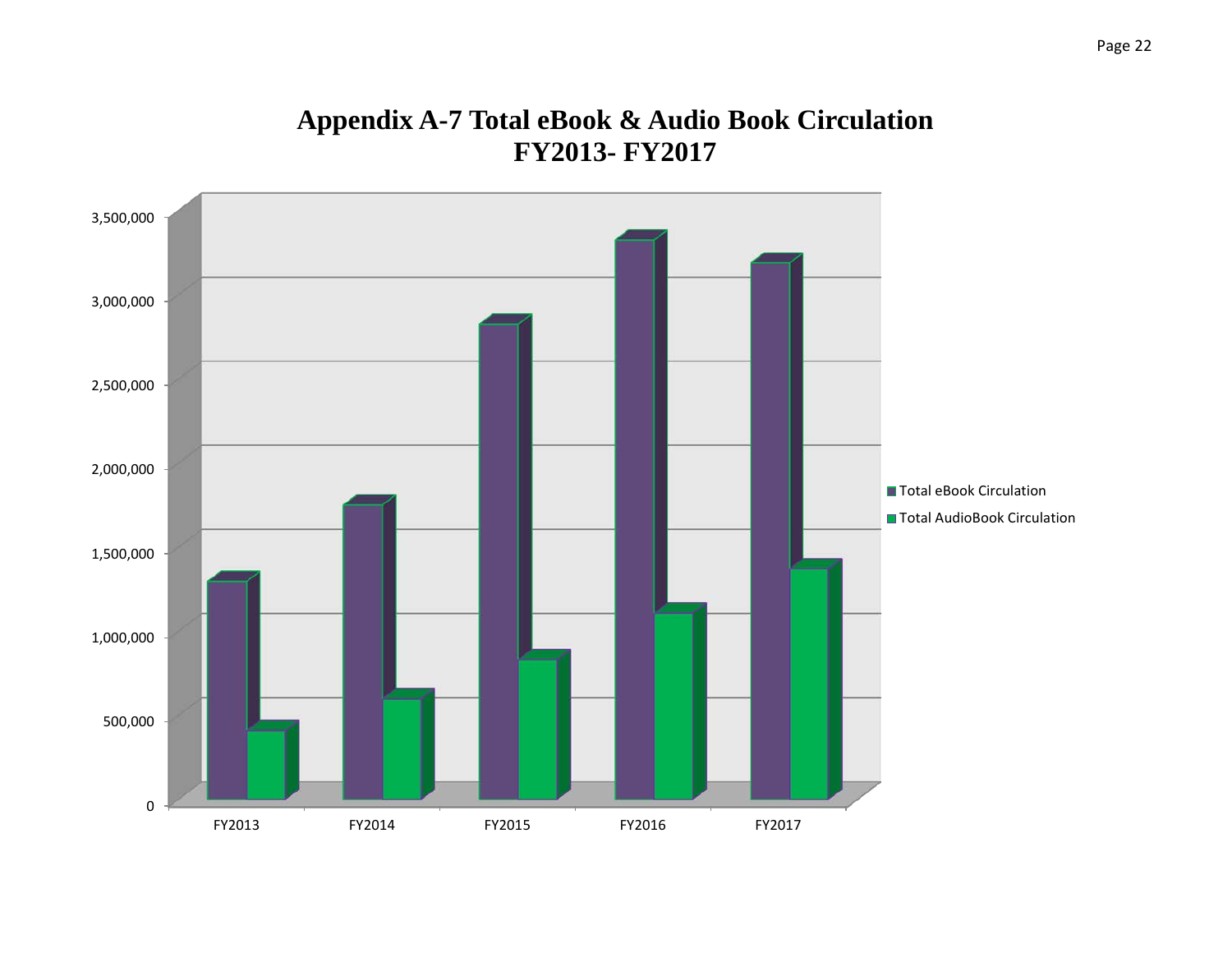# Appendix A-7 Total eBook & Audio Book Circulation FY2013- FY2017

3,500,000
3,000,000
2,500,000
2,000,000
1,500,000
1,000,000
500,000
0

FY2013 FY2014 FY2015 FY2016 FY2017

Total eBook Circulation
Total AudioBook Circulation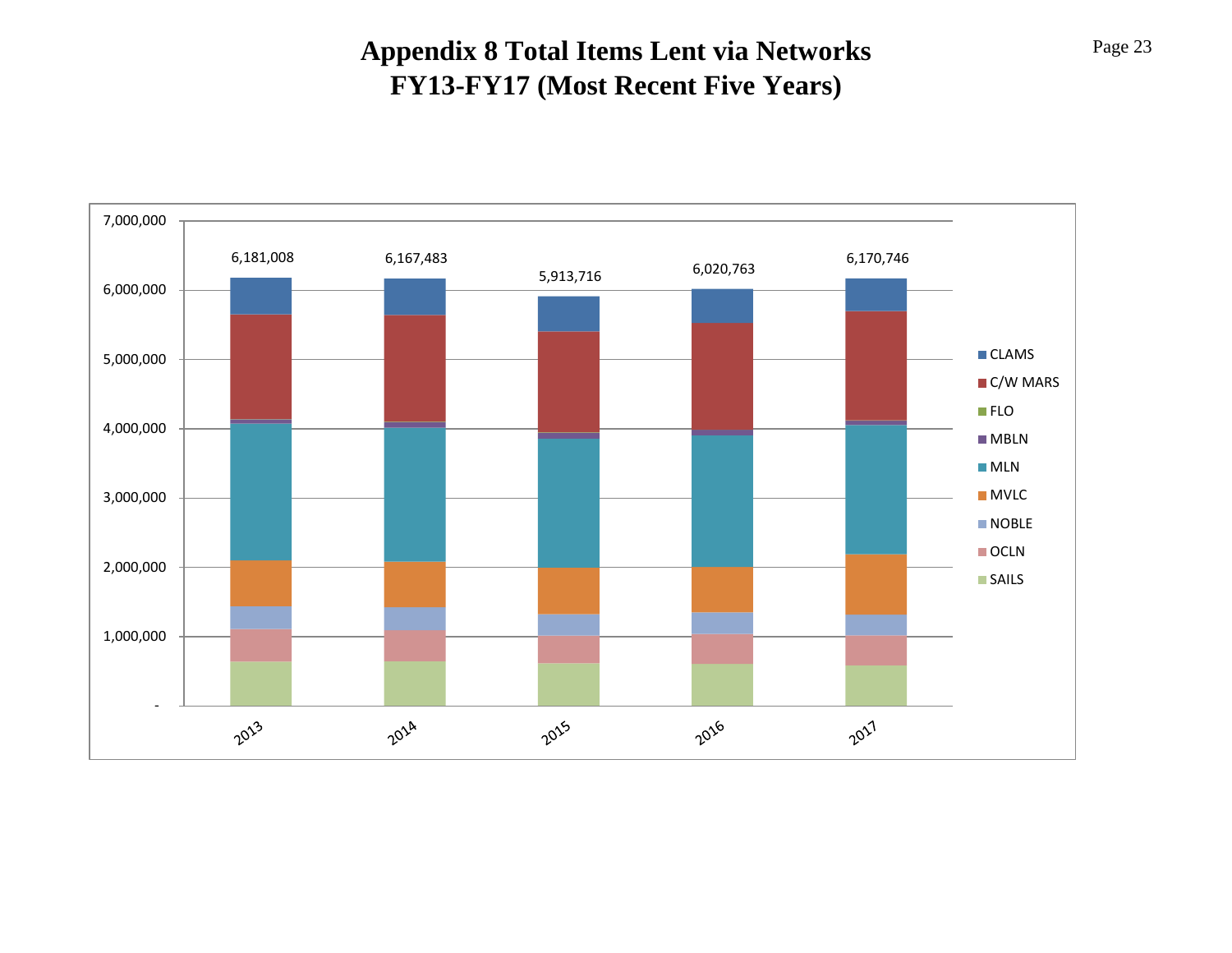# Appendix 8 Total Items Lent via Networks FY13-FY17 (Most Recent Five Years)

| Year | Total |
|---|---|
| 2013 | 6,181,008 |
| 2014 | 6,167,483 |
| 2015 | 5,913,716 |
| 2016 | 6,020,763 |
| 2017 | 6,170,746 |

Legend: CLAMS, C/W MARS, FLO, MBLN, MLN, MVLC, NOBLE, OCLN, SAILS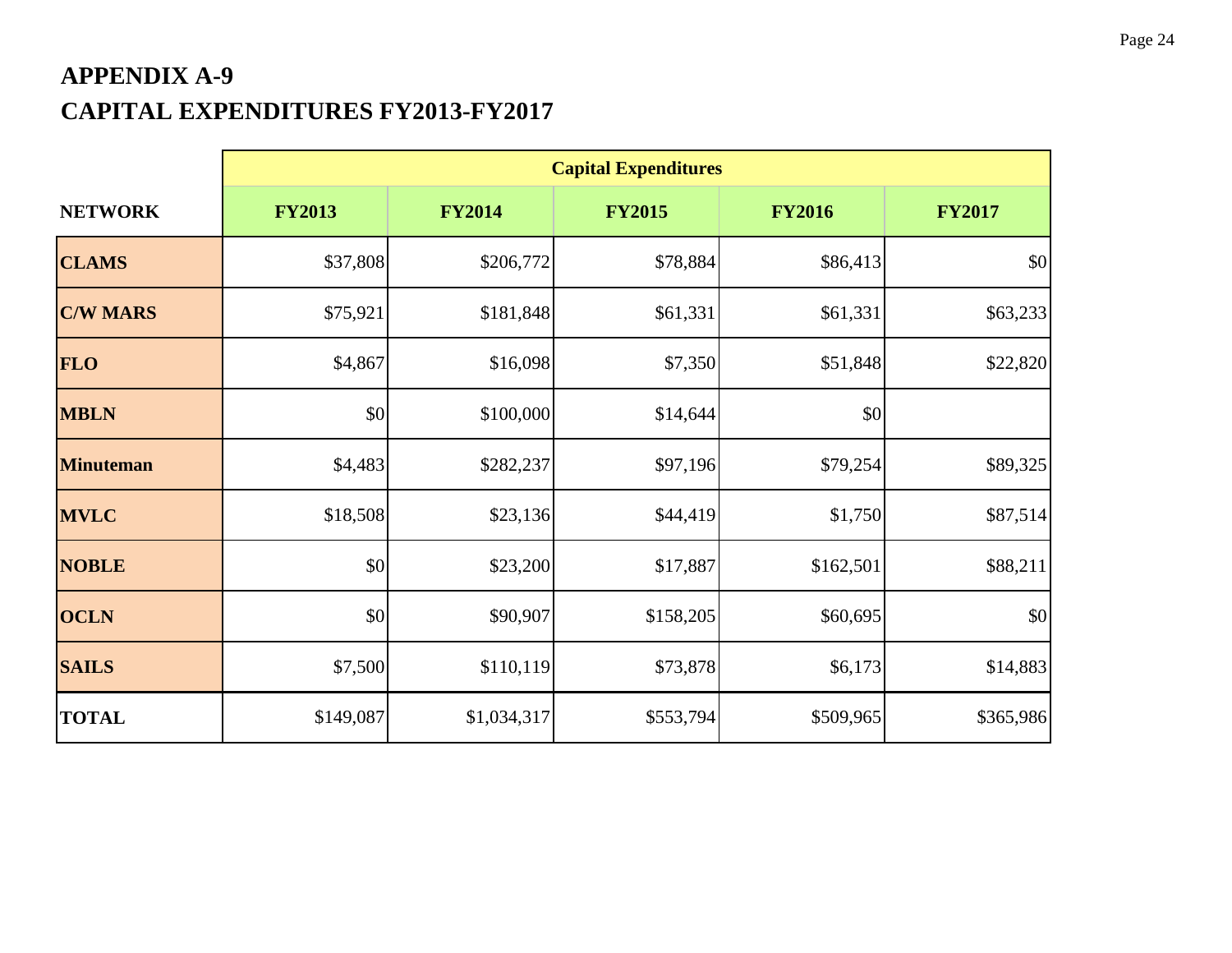# APPENDIX A-9

# CAPITAL EXPENDITURES FY2013-FY2017

| | Capital Expenditures | | | | |
|---|---|---|---|---|---|
| **NETWORK** | **FY2013** | **FY2014** | **FY2015** | **FY2016** | **FY2017** |
| **CLAMS** | $37,808 | $206,772 | $78,884 | $86,413 | $0 |
| **C/W MARS** | $75,921 | $181,848 | $61,331 | $61,331 | $63,233 |
| **FLO** | $4,867 | $16,098 | $7,350 | $51,848 | $22,820 |
| **MBLN** | $0 | $100,000 | $14,644 | $0 | |
| **Minuteman** | $4,483 | $282,237 | $97,196 | $79,254 | $89,325 |
| **MVLC** | $18,508 | $23,136 | $44,419 | $1,750 | $87,514 |
| **NOBLE** | $0 | $23,200 | $17,887 | $162,501 | $88,211 |
| **OCLN** | $0 | $90,907 | $158,205 | $60,695 | $0 |
| **SAILS** | $7,500 | $110,119 | $73,878 | $6,173 | $14,883 |
| **TOTAL** | $149,087 | $1,034,317 | $553,794 | $509,965 | $365,986 |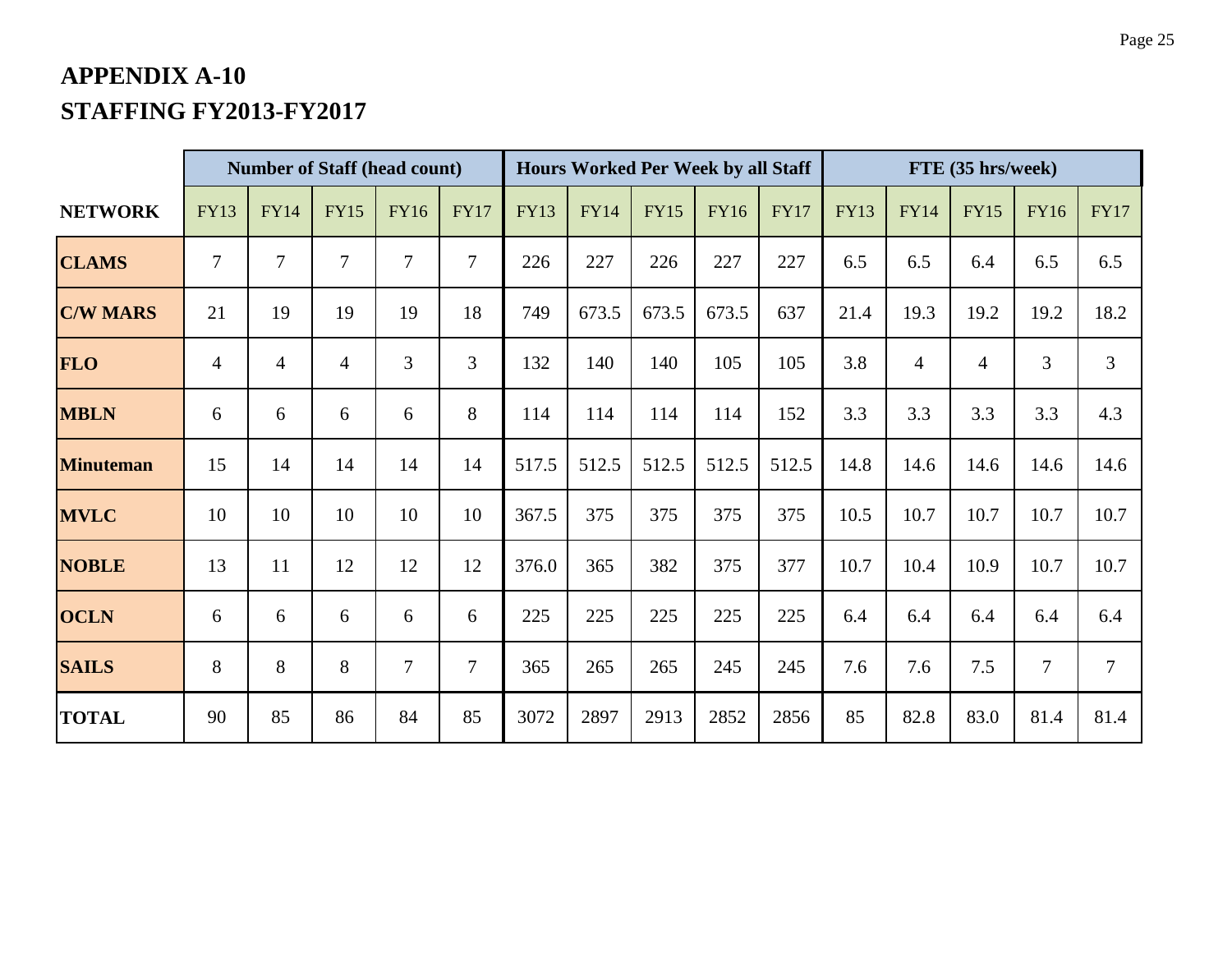# APPENDIX A-10

# STAFFING FY2013-FY2017

| | Number of Staff (head count) | | | | | Hours Worked Per Week by all Staff | | | | | FTE (35 hrs/week) | | | | |
|---|---|---|---|---|---|---|---|---|---|---|---|---|---|---|---|
| NETWORK | FY13 | FY14 | FY15 | FY16 | FY17 | FY13 | FY14 | FY15 | FY16 | FY17 | FY13 | FY14 | FY15 | FY16 | FY17 |
| **CLAMS** | 7 | 7 | 7 | 7 | 7 | 226 | 227 | 226 | 227 | 227 | 6.5 | 6.5 | 6.4 | 6.5 | 6.5 |
| **C/W MARS** | 21 | 19 | 19 | 19 | 18 | 749 | 673.5 | 673.5 | 673.5 | 637 | 21.4 | 19.3 | 19.2 | 19.2 | 18.2 |
| **FLO** | 4 | 4 | 4 | 3 | 3 | 132 | 140 | 140 | 105 | 105 | 3.8 | 4 | 4 | 3 | 3 |
| **MBLN** | 6 | 6 | 6 | 6 | 8 | 114 | 114 | 114 | 114 | 152 | 3.3 | 3.3 | 3.3 | 3.3 | 4.3 |
| **Minuteman** | 15 | 14 | 14 | 14 | 14 | 517.5 | 512.5 | 512.5 | 512.5 | 512.5 | 14.8 | 14.6 | 14.6 | 14.6 | 14.6 |
| **MVLC** | 10 | 10 | 10 | 10 | 10 | 367.5 | 375 | 375 | 375 | 375 | 10.5 | 10.7 | 10.7 | 10.7 | 10.7 |
| **NOBLE** | 13 | 11 | 12 | 12 | 12 | 376.0 | 365 | 382 | 375 | 377 | 10.7 | 10.4 | 10.9 | 10.7 | 10.7 |
| **OCLN** | 6 | 6 | 6 | 6 | 6 | 225 | 225 | 225 | 225 | 225 | 6.4 | 6.4 | 6.4 | 6.4 | 6.4 |
| **SAILS** | 8 | 8 | 8 | 7 | 7 | 365 | 265 | 265 | 245 | 245 | 7.6 | 7.6 | 7.5 | 7 | 7 |
| **TOTAL** | 90 | 85 | 86 | 84 | 85 | 3072 | 2897 | 2913 | 2852 | 2856 | 85 | 82.8 | 83.0 | 81.4 | 81.4 |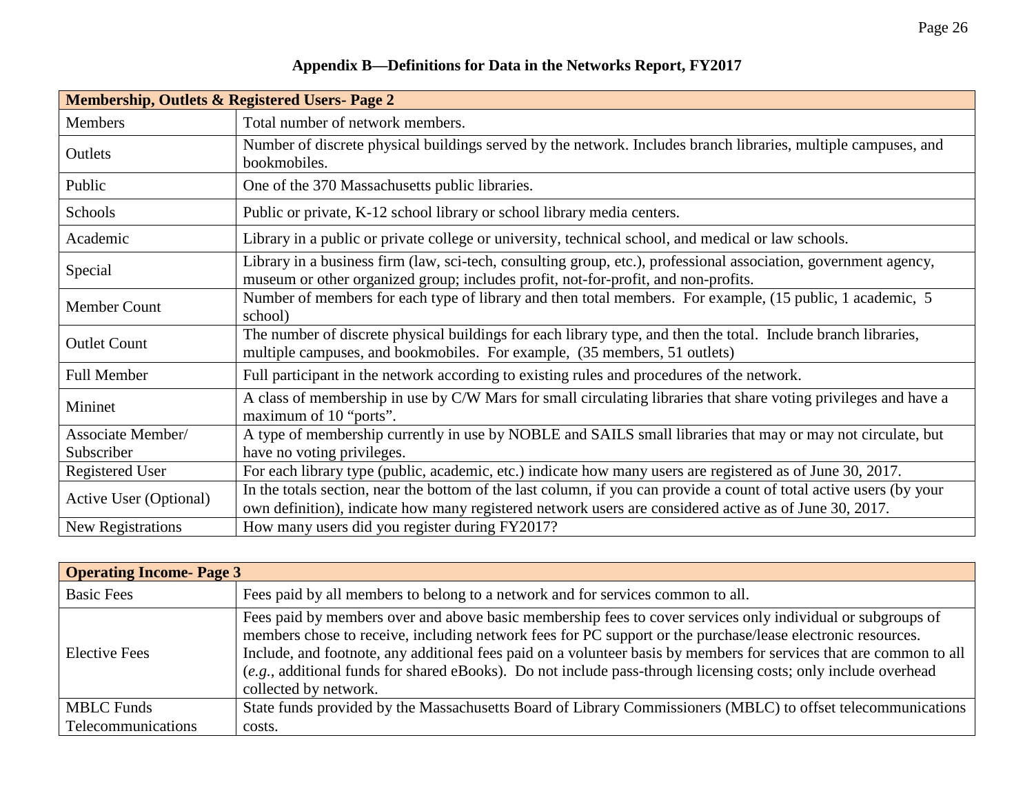## Appendix B—Definitions for Data in the Networks Report, FY2017

| Membership, Outlets & Registered Users- Page 2 | |
|---|---|
| Members | Total number of network members. |
| Outlets | Number of discrete physical buildings served by the network. Includes branch libraries, multiple campuses, and bookmobiles. |
| Public | One of the 370 Massachusetts public libraries. |
| Schools | Public or private, K-12 school library or school library media centers. |
| Academic | Library in a public or private college or university, technical school, and medical or law schools. |
| Special | Library in a business firm (law, sci-tech, consulting group, etc.), professional association, government agency, museum or other organized group; includes profit, not-for-profit, and non-profits. |
| Member Count | Number of members for each type of library and then total members. For example, (15 public, 1 academic, 5 school) |
| Outlet Count | The number of discrete physical buildings for each library type, and then the total. Include branch libraries, multiple campuses, and bookmobiles. For example, (35 members, 51 outlets) |
| Full Member | Full participant in the network according to existing rules and procedures of the network. |
| Mininet | A class of membership in use by C/W Mars for small circulating libraries that share voting privileges and have a maximum of 10 "ports". |
| Associate Member/ Subscriber | A type of membership currently in use by NOBLE and SAILS small libraries that may or may not circulate, but have no voting privileges. |
| Registered User | For each library type (public, academic, etc.) indicate how many users are registered as of June 30, 2017. |
| Active User (Optional) | In the totals section, near the bottom of the last column, if you can provide a count of total active users (by your own definition), indicate how many registered network users are considered active as of June 30, 2017. |
| New Registrations | How many users did you register during FY2017? |

| Operating Income- Page 3 | |
|---|---|
| Basic Fees | Fees paid by all members to belong to a network and for services common to all. |
| Elective Fees | Fees paid by members over and above basic membership fees to cover services only individual or subgroups of members chose to receive, including network fees for PC support or the purchase/lease electronic resources. Include, and footnote, any additional fees paid on a volunteer basis by members for services that are common to all (*e.g.*, additional funds for shared eBooks). Do not include pass-through licensing costs; only include overhead collected by network. |
| MBLC Funds Telecommunications | State funds provided by the Massachusetts Board of Library Commissioners (MBLC) to offset telecommunications costs. |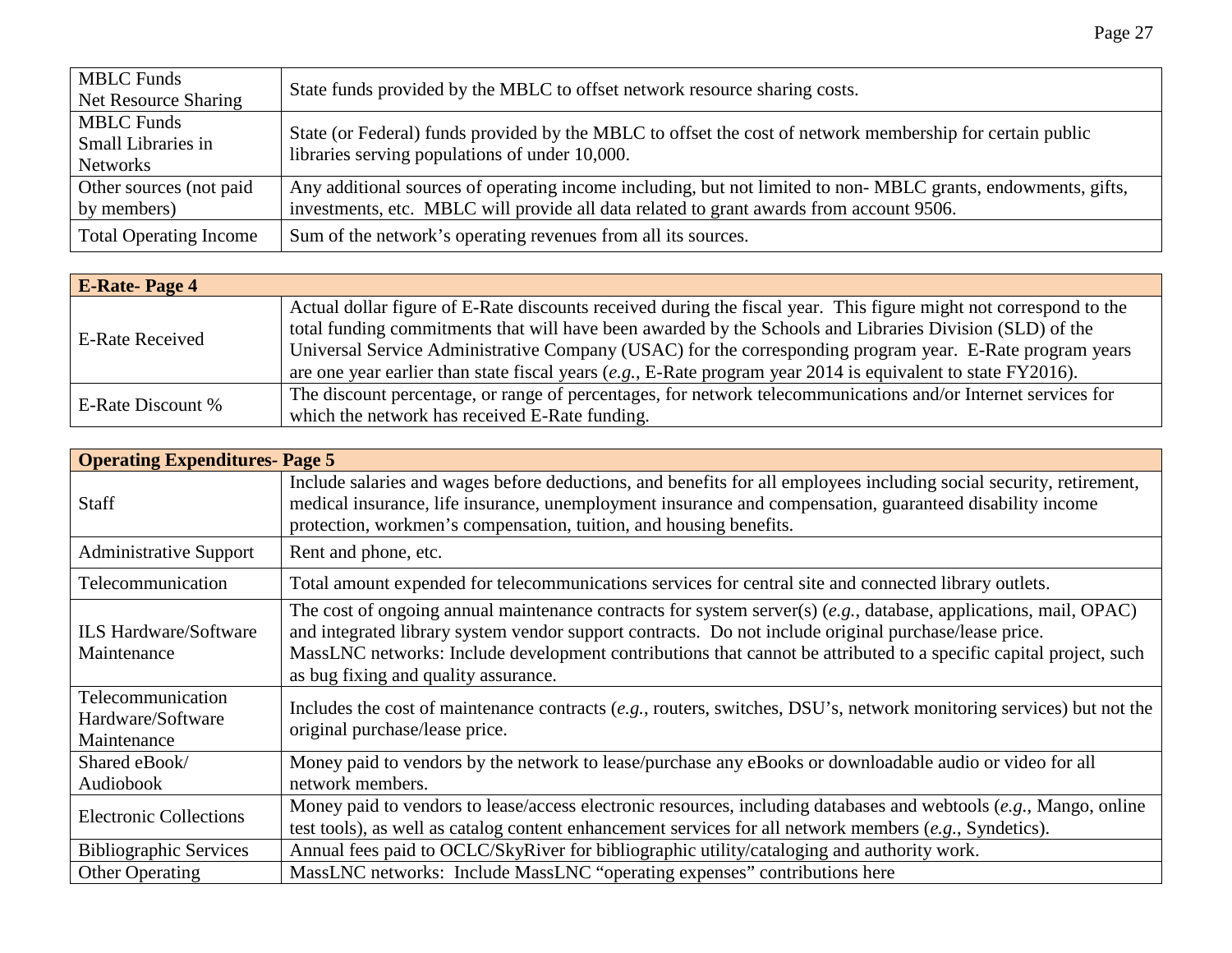| | |
|---|---|
| MBLC Funds Net Resource Sharing | State funds provided by the MBLC to offset network resource sharing costs. |
| MBLC Funds Small Libraries in Networks | State (or Federal) funds provided by the MBLC to offset the cost of network membership for certain public libraries serving populations of under 10,000. |
| Other sources (not paid by members) | Any additional sources of operating income including, but not limited to non- MBLC grants, endowments, gifts, investments, etc. MBLC will provide all data related to grant awards from account 9506. |
| Total Operating Income | Sum of the network's operating revenues from all its sources. |

| **E-Rate- Page 4** | |
|---|---|
| E-Rate Received | Actual dollar figure of E-Rate discounts received during the fiscal year. This figure might not correspond to the total funding commitments that will have been awarded by the Schools and Libraries Division (SLD) of the Universal Service Administrative Company (USAC) for the corresponding program year. E-Rate program years are one year earlier than state fiscal years (*e.g.*, E-Rate program year 2014 is equivalent to state FY2016). |
| E-Rate Discount % | The discount percentage, or range of percentages, for network telecommunications and/or Internet services for which the network has received E-Rate funding. |

| **Operating Expenditures- Page 5** | |
|---|---|
| Staff | Include salaries and wages before deductions, and benefits for all employees including social security, retirement, medical insurance, life insurance, unemployment insurance and compensation, guaranteed disability income protection, workmen's compensation, tuition, and housing benefits. |
| Administrative Support | Rent and phone, etc. |
| Telecommunication | Total amount expended for telecommunications services for central site and connected library outlets. |
| ILS Hardware/Software Maintenance | The cost of ongoing annual maintenance contracts for system server(s) (*e.g.*, database, applications, mail, OPAC) and integrated library system vendor support contracts. Do not include original purchase/lease price. MassLNC networks: Include development contributions that cannot be attributed to a specific capital project, such as bug fixing and quality assurance. |
| Telecommunication Hardware/Software Maintenance | Includes the cost of maintenance contracts (*e.g.*, routers, switches, DSU's, network monitoring services) but not the original purchase/lease price. |
| Shared eBook/ Audiobook | Money paid to vendors by the network to lease/purchase any eBooks or downloadable audio or video for all network members. |
| Electronic Collections | Money paid to vendors to lease/access electronic resources, including databases and webtools (*e.g.*, Mango, online test tools), as well as catalog content enhancement services for all network members (*e.g.*, Syndetics). |
| Bibliographic Services | Annual fees paid to OCLC/SkyRiver for bibliographic utility/cataloging and authority work. |
| Other Operating | MassLNC networks: Include MassLNC "operating expenses" contributions here |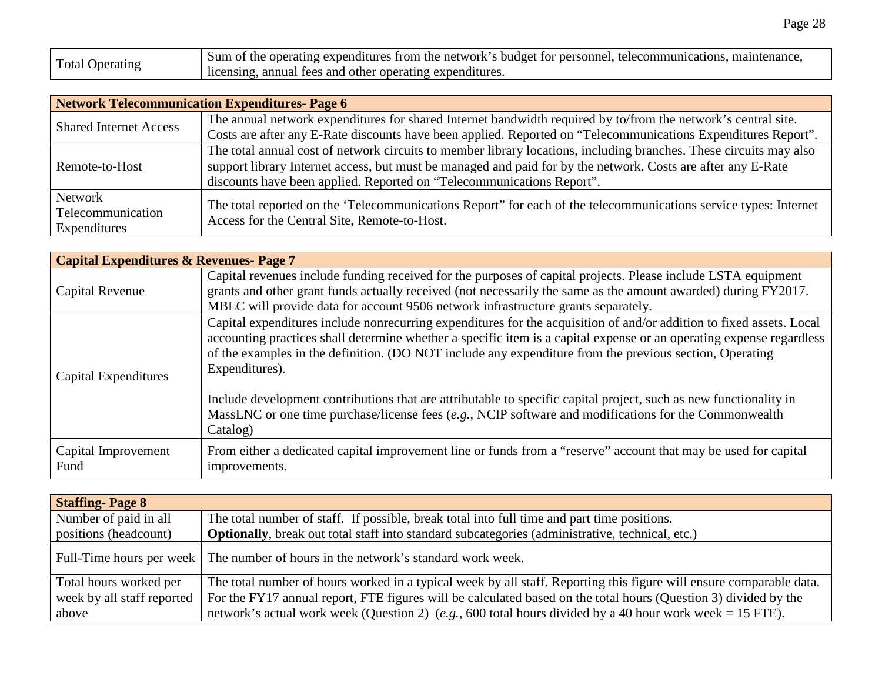| Total Operating | Sum of the operating expenditures from the network's budget for personnel, telecommunications, maintenance, licensing, annual fees and other operating expenditures. |
|---|---|

| **Network Telecommunication Expenditures- Page 6** | |
|---|---|
| Shared Internet Access | The annual network expenditures for shared Internet bandwidth required by to/from the network's central site. Costs are after any E-Rate discounts have been applied. Reported on "Telecommunications Expenditures Report". |
| Remote-to-Host | The total annual cost of network circuits to member library locations, including branches. These circuits may also support library Internet access, but must be managed and paid for by the network. Costs are after any E-Rate discounts have been applied. Reported on "Telecommunications Report". |
| Network Telecommunication Expenditures | The total reported on the 'Telecommunications Report" for each of the telecommunications service types: Internet Access for the Central Site, Remote-to-Host. |

| **Capital Expenditures & Revenues- Page 7** | |
|---|---|
| Capital Revenue | Capital revenues include funding received for the purposes of capital projects. Please include LSTA equipment grants and other grant funds actually received (not necessarily the same as the amount awarded) during FY2017. MBLC will provide data for account 9506 network infrastructure grants separately. |
| Capital Expenditures | Capital expenditures include nonrecurring expenditures for the acquisition of and/or addition to fixed assets. Local accounting practices shall determine whether a specific item is a capital expense or an operating expense regardless of the examples in the definition. (DO NOT include any expenditure from the previous section, Operating Expenditures).<br><br>Include development contributions that are attributable to specific capital project, such as new functionality in MassLNC or one time purchase/license fees (*e.g.*, NCIP software and modifications for the Commonwealth Catalog) |
| Capital Improvement Fund | From either a dedicated capital improvement line or funds from a "reserve" account that may be used for capital improvements. |

| **Staffing- Page 8** | |
|---|---|
| Number of paid in all positions (headcount) | The total number of staff. If possible, break total into full time and part time positions.<br>**Optionally**, break out total staff into standard subcategories (administrative, technical, etc.) |
| Full-Time hours per week | The number of hours in the network's standard work week. |
| Total hours worked per week by all staff reported above | The total number of hours worked in a typical week by all staff. Reporting this figure will ensure comparable data. For the FY17 annual report, FTE figures will be calculated based on the total hours (Question 3) divided by the network's actual work week (Question 2) (*e.g.*, 600 total hours divided by a 40 hour work week = 15 FTE). |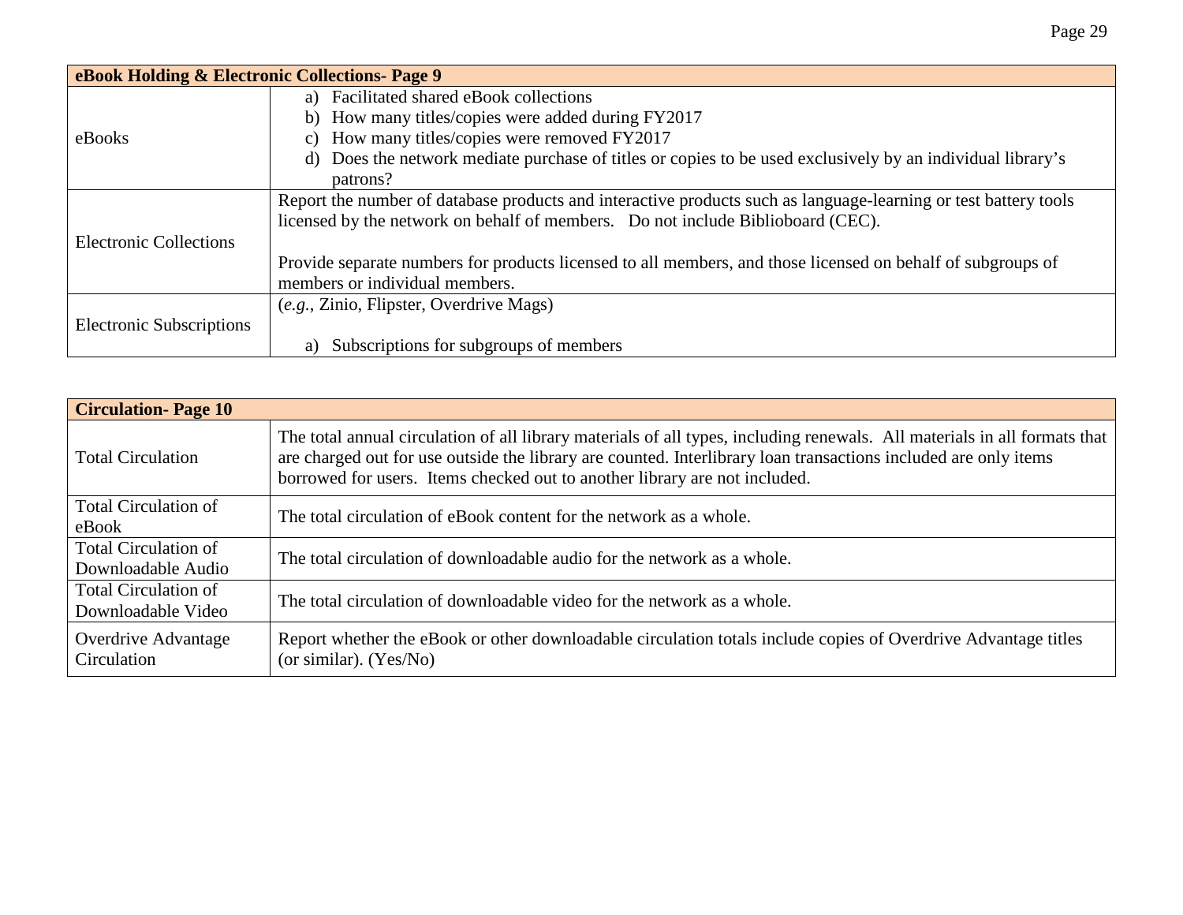| eBook Holding & Electronic Collections- Page 9 | |
|---|---|
| eBooks | a) Facilitated shared eBook collections<br>b) How many titles/copies were added during FY2017<br>c) How many titles/copies were removed FY2017<br>d) Does the network mediate purchase of titles or copies to be used exclusively by an individual library's patrons? |
| Electronic Collections | Report the number of database products and interactive products such as language-learning or test battery tools licensed by the network on behalf of members. Do not include Biblioboard (CEC).<br><br>Provide separate numbers for products licensed to all members, and those licensed on behalf of subgroups of members or individual members. |
| Electronic Subscriptions | (*e.g.*, Zinio, Flipster, Overdrive Mags)<br><br>a) Subscriptions for subgroups of members |

| Circulation- Page 10 | |
|---|---|
| Total Circulation | The total annual circulation of all library materials of all types, including renewals. All materials in all formats that are charged out for use outside the library are counted. Interlibrary loan transactions included are only items borrowed for users. Items checked out to another library are not included. |
| Total Circulation of eBook | The total circulation of eBook content for the network as a whole. |
| Total Circulation of Downloadable Audio | The total circulation of downloadable audio for the network as a whole. |
| Total Circulation of Downloadable Video | The total circulation of downloadable video for the network as a whole. |
| Overdrive Advantage Circulation | Report whether the eBook or other downloadable circulation totals include copies of Overdrive Advantage titles (or similar). (Yes/No) |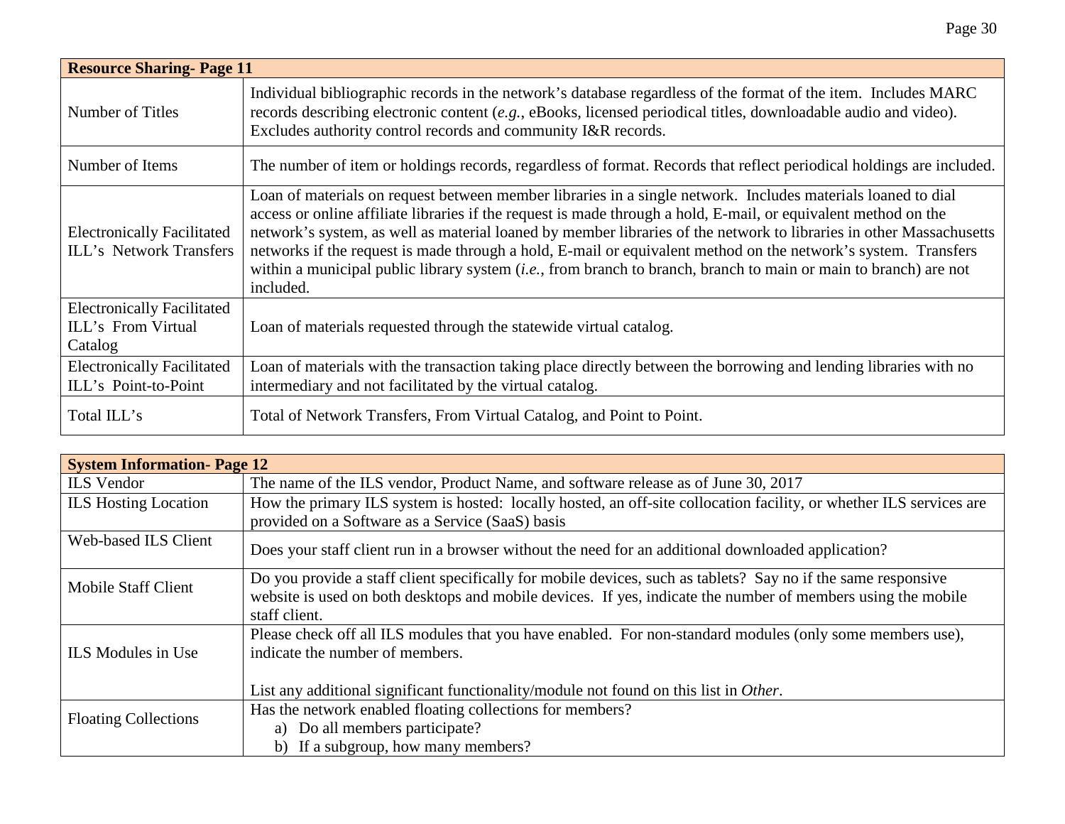| Resource Sharing- Page 11 | |
|---|---|
| Number of Titles | Individual bibliographic records in the network's database regardless of the format of the item. Includes MARC records describing electronic content (*e.g.*, eBooks, licensed periodical titles, downloadable audio and video). Excludes authority control records and community I&R records. |
| Number of Items | The number of item or holdings records, regardless of format. Records that reflect periodical holdings are included. |
| Electronically Facilitated ILL's Network Transfers | Loan of materials on request between member libraries in a single network. Includes materials loaned to dial access or online affiliate libraries if the request is made through a hold, E-mail, or equivalent method on the network's system, as well as material loaned by member libraries of the network to libraries in other Massachusetts networks if the request is made through a hold, E-mail or equivalent method on the network's system. Transfers within a municipal public library system (*i.e.*, from branch to branch, branch to main or main to branch) are not included. |
| Electronically Facilitated ILL's From Virtual Catalog | Loan of materials requested through the statewide virtual catalog. |
| Electronically Facilitated ILL's Point-to-Point | Loan of materials with the transaction taking place directly between the borrowing and lending libraries with no intermediary and not facilitated by the virtual catalog. |
| Total ILL's | Total of Network Transfers, From Virtual Catalog, and Point to Point. |

| System Information- Page 12 | |
|---|---|
| ILS Vendor | The name of the ILS vendor, Product Name, and software release as of June 30, 2017 |
| ILS Hosting Location | How the primary ILS system is hosted: locally hosted, an off-site collocation facility, or whether ILS services are provided on a Software as a Service (SaaS) basis |
| Web-based ILS Client | Does your staff client run in a browser without the need for an additional downloaded application? |
| Mobile Staff Client | Do you provide a staff client specifically for mobile devices, such as tablets? Say no if the same responsive website is used on both desktops and mobile devices. If yes, indicate the number of members using the mobile staff client. |
| ILS Modules in Use | Please check off all ILS modules that you have enabled. For non-standard modules (only some members use), indicate the number of members.<br><br>List any additional significant functionality/module not found on this list in *Other*. |
| Floating Collections | Has the network enabled floating collections for members?<br>a) Do all members participate?<br>b) If a subgroup, how many members? |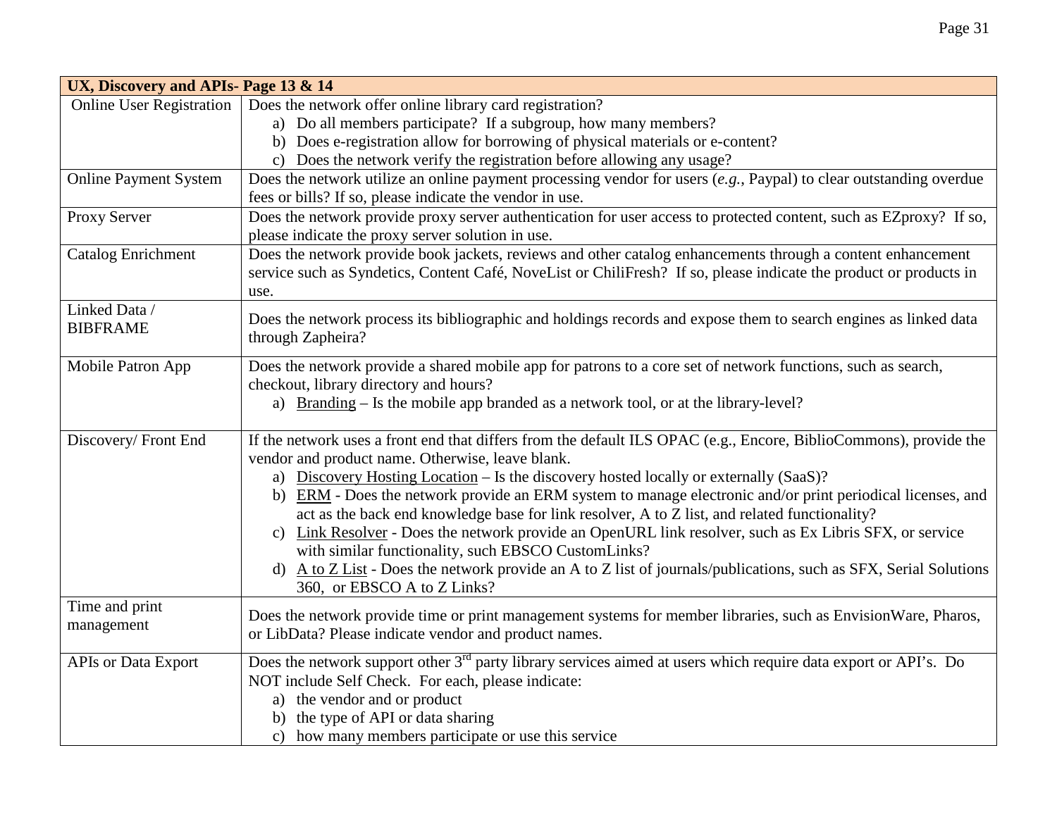| UX, Discovery and APIs- Page 13 & 14 | |
|---|---|
| Online User Registration | Does the network offer online library card registration?<br>a) Do all members participate? If a subgroup, how many members?<br>b) Does e-registration allow for borrowing of physical materials or e-content?<br>c) Does the network verify the registration before allowing any usage? |
| Online Payment System | Does the network utilize an online payment processing vendor for users (*e.g.*, Paypal) to clear outstanding overdue fees or bills? If so, please indicate the vendor in use. |
| Proxy Server | Does the network provide proxy server authentication for user access to protected content, such as EZproxy? If so, please indicate the proxy server solution in use. |
| Catalog Enrichment | Does the network provide book jackets, reviews and other catalog enhancements through a content enhancement service such as Syndetics, Content Café, NoveList or ChiliFresh? If so, please indicate the product or products in use. |
| Linked Data / BIBFRAME | Does the network process its bibliographic and holdings records and expose them to search engines as linked data through Zapheira? |
| Mobile Patron App | Does the network provide a shared mobile app for patrons to a core set of network functions, such as search, checkout, library directory and hours?<br>a) <u>Branding</u> – Is the mobile app branded as a network tool, or at the library-level? |
| Discovery/ Front End | If the network uses a front end that differs from the default ILS OPAC (e.g., Encore, BiblioCommons), provide the vendor and product name. Otherwise, leave blank.<br>a) <u>Discovery Hosting Location</u> – Is the discovery hosted locally or externally (SaaS)?<br>b) <u>ERM</u> - Does the network provide an ERM system to manage electronic and/or print periodical licenses, and act as the back end knowledge base for link resolver, A to Z list, and related functionality?<br>c) <u>Link Resolver</u> - Does the network provide an OpenURL link resolver, such as Ex Libris SFX, or service with similar functionality, such EBSCO CustomLinks?<br>d) <u>A to Z List</u> - Does the network provide an A to Z list of journals/publications, such as SFX, Serial Solutions 360, or EBSCO A to Z Links? |
| Time and print management | Does the network provide time or print management systems for member libraries, such as EnvisionWare, Pharos, or LibData? Please indicate vendor and product names. |
| APIs or Data Export | Does the network support other 3rd party library services aimed at users which require data export or API's. Do NOT include Self Check. For each, please indicate:<br>a) the vendor and or product<br>b) the type of API or data sharing<br>c) how many members participate or use this service |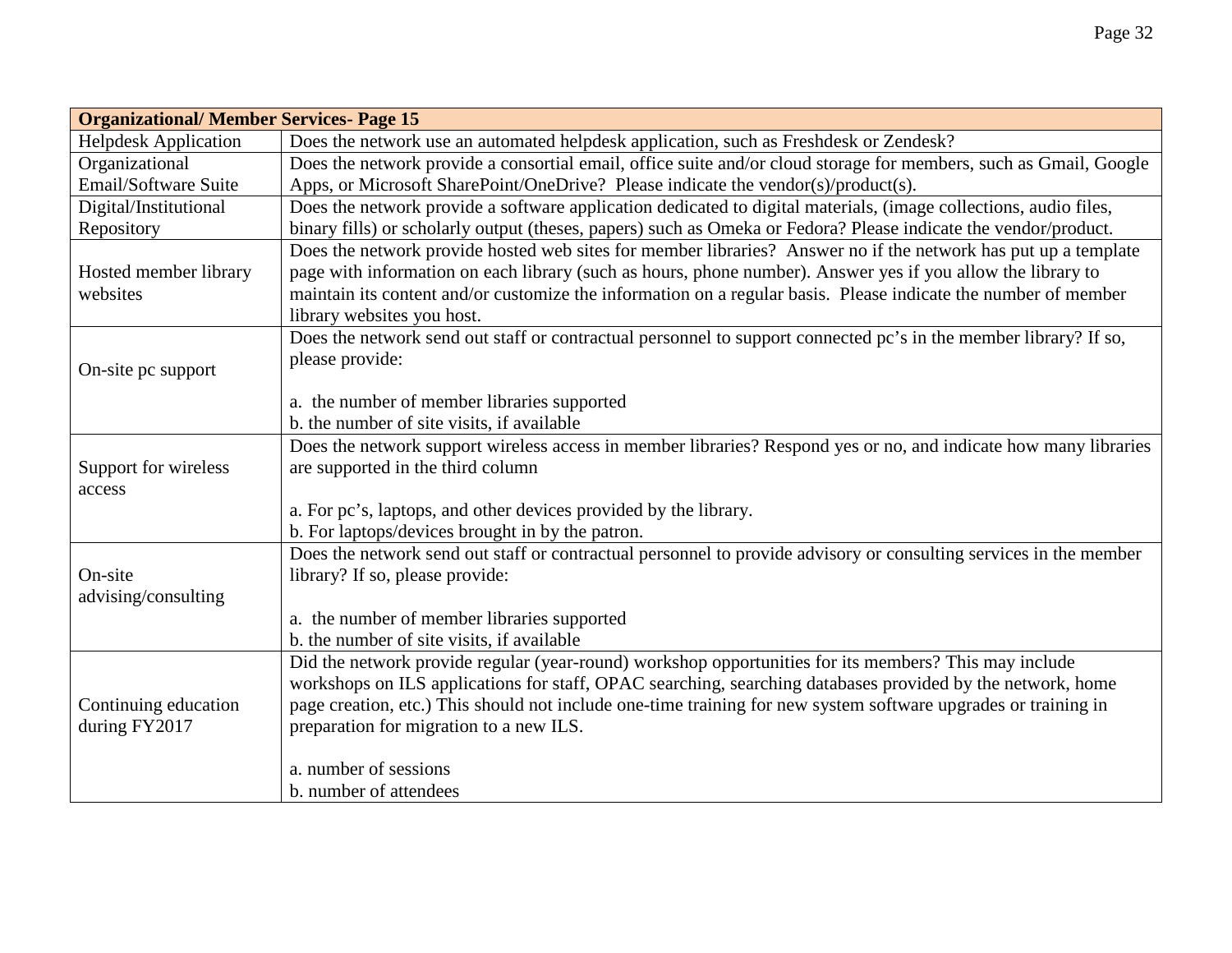| Organizational/ Member Services- Page 15 | |
|---|---|
| Helpdesk Application | Does the network use an automated helpdesk application, such as Freshdesk or Zendesk? |
| Organizational Email/Software Suite | Does the network provide a consortial email, office suite and/or cloud storage for members, such as Gmail, Google Apps, or Microsoft SharePoint/OneDrive? Please indicate the vendor(s)/product(s). |
| Digital/Institutional Repository | Does the network provide a software application dedicated to digital materials, (image collections, audio files, binary fills) or scholarly output (theses, papers) such as Omeka or Fedora? Please indicate the vendor/product. |
| Hosted member library websites | Does the network provide hosted web sites for member libraries? Answer no if the network has put up a template page with information on each library (such as hours, phone number). Answer yes if you allow the library to maintain its content and/or customize the information on a regular basis. Please indicate the number of member library websites you host. |
| On-site pc support | Does the network send out staff or contractual personnel to support connected pc's in the member library? If so, please provide:<br><br>a. the number of member libraries supported<br>b. the number of site visits, if available |
| Support for wireless access | Does the network support wireless access in member libraries? Respond yes or no, and indicate how many libraries are supported in the third column<br><br>a. For pc's, laptops, and other devices provided by the library.<br>b. For laptops/devices brought in by the patron. |
| On-site advising/consulting | Does the network send out staff or contractual personnel to provide advisory or consulting services in the member library? If so, please provide:<br><br>a. the number of member libraries supported<br>b. the number of site visits, if available |
| Continuing education during FY2017 | Did the network provide regular (year-round) workshop opportunities for its members? This may include workshops on ILS applications for staff, OPAC searching, searching databases provided by the network, home page creation, etc.) This should not include one-time training for new system software upgrades or training in preparation for migration to a new ILS.<br><br>a. number of sessions<br>b. number of attendees |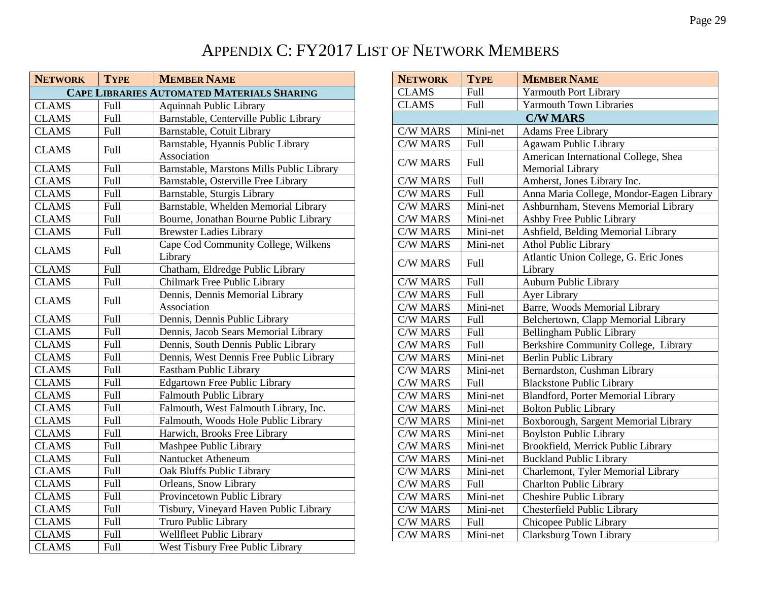# Appendix C: FY2017 List of Network Members

| Network | Type | Member Name |
|---|---|---|
| **Cape Libraries Automated Materials Sharing** | | |
| CLAMS | Full | Aquinnah Public Library |
| CLAMS | Full | Barnstable, Centerville Public Library |
| CLAMS | Full | Barnstable, Cotuit Library |
| CLAMS | Full | Barnstable, Hyannis Public Library Association |
| CLAMS | Full | Barnstable, Marstons Mills Public Library |
| CLAMS | Full | Barnstable, Osterville Free Library |
| CLAMS | Full | Barnstable, Sturgis Library |
| CLAMS | Full | Barnstable, Whelden Memorial Library |
| CLAMS | Full | Bourne, Jonathan Bourne Public Library |
| CLAMS | Full | Brewster Ladies Library |
| CLAMS | Full | Cape Cod Community College, Wilkens Library |
| CLAMS | Full | Chatham, Eldredge Public Library |
| CLAMS | Full | Chilmark Free Public Library |
| CLAMS | Full | Dennis, Dennis Memorial Library Association |
| CLAMS | Full | Dennis, Dennis Public Library |
| CLAMS | Full | Dennis, Jacob Sears Memorial Library |
| CLAMS | Full | Dennis, South Dennis Public Library |
| CLAMS | Full | Dennis, West Dennis Free Public Library |
| CLAMS | Full | Eastham Public Library |
| CLAMS | Full | Edgartown Free Public Library |
| CLAMS | Full | Falmouth Public Library |
| CLAMS | Full | Falmouth, West Falmouth Library, Inc. |
| CLAMS | Full | Falmouth, Woods Hole Public Library |
| CLAMS | Full | Harwich, Brooks Free Library |
| CLAMS | Full | Mashpee Public Library |
| CLAMS | Full | Nantucket Atheneum |
| CLAMS | Full | Oak Bluffs Public Library |
| CLAMS | Full | Orleans, Snow Library |
| CLAMS | Full | Provincetown Public Library |
| CLAMS | Full | Tisbury, Vineyard Haven Public Library |
| CLAMS | Full | Truro Public Library |
| CLAMS | Full | Wellfleet Public Library |
| CLAMS | Full | West Tisbury Free Public Library |
| CLAMS | Full | Yarmouth Port Library |
| CLAMS | Full | Yarmouth Town Libraries |
| **C/W MARS** | | |
| C/W MARS | Mini-net | Adams Free Library |
| C/W MARS | Full | Agawam Public Library |
| C/W MARS | Full | American International College, Shea Memorial Library |
| C/W MARS | Full | Amherst, Jones Library Inc. |
| C/W MARS | Full | Anna Maria College, Mondor-Eagen Library |
| C/W MARS | Mini-net | Ashburnham, Stevens Memorial Library |
| C/W MARS | Mini-net | Ashby Free Public Library |
| C/W MARS | Mini-net | Ashfield, Belding Memorial Library |
| C/W MARS | Mini-net | Athol Public Library |
| C/W MARS | Full | Atlantic Union College, G. Eric Jones Library |
| C/W MARS | Full | Auburn Public Library |
| C/W MARS | Full | Ayer Library |
| C/W MARS | Mini-net | Barre, Woods Memorial Library |
| C/W MARS | Full | Belchertown, Clapp Memorial Library |
| C/W MARS | Full | Bellingham Public Library |
| C/W MARS | Full | Berkshire Community College, Library |
| C/W MARS | Mini-net | Berlin Public Library |
| C/W MARS | Mini-net | Bernardston, Cushman Library |
| C/W MARS | Full | Blackstone Public Library |
| C/W MARS | Mini-net | Blandford, Porter Memorial Library |
| C/W MARS | Mini-net | Bolton Public Library |
| C/W MARS | Mini-net | Boxborough, Sargent Memorial Library |
| C/W MARS | Mini-net | Boylston Public Library |
| C/W MARS | Mini-net | Brookfield, Merrick Public Library |
| C/W MARS | Mini-net | Buckland Public Library |
| C/W MARS | Mini-net | Charlemont, Tyler Memorial Library |
| C/W MARS | Full | Charlton Public Library |
| C/W MARS | Mini-net | Cheshire Public Library |
| C/W MARS | Mini-net | Chesterfield Public Library |
| C/W MARS | Full | Chicopee Public Library |
| C/W MARS | Mini-net | Clarksburg Town Library |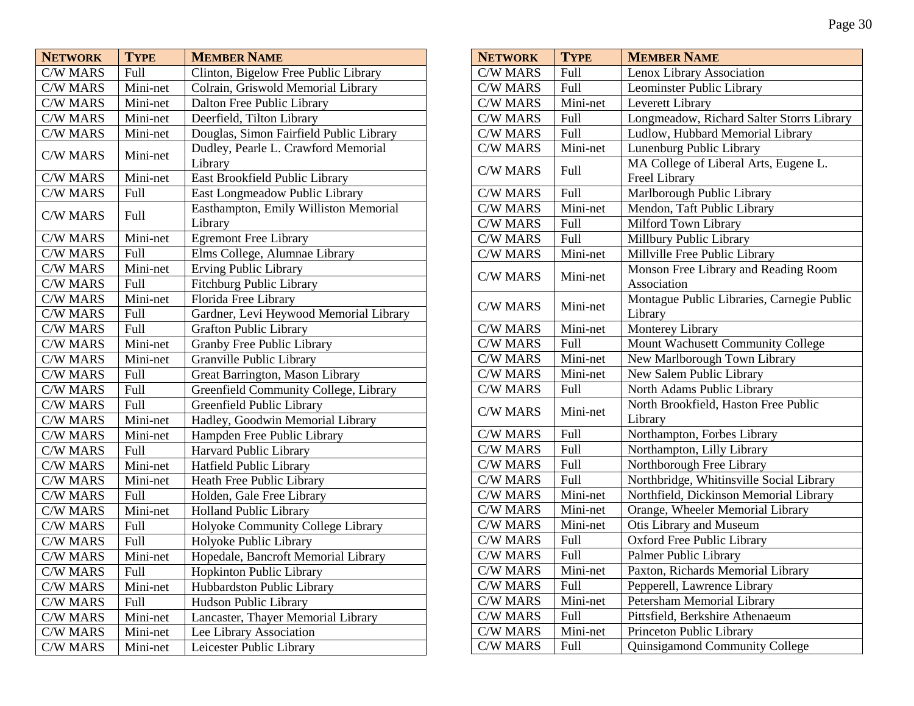| NETWORK | TYPE | MEMBER NAME |
|---|---|---|
| C/W MARS | Full | Clinton, Bigelow Free Public Library |
| C/W MARS | Mini-net | Colrain, Griswold Memorial Library |
| C/W MARS | Mini-net | Dalton Free Public Library |
| C/W MARS | Mini-net | Deerfield, Tilton Library |
| C/W MARS | Mini-net | Douglas, Simon Fairfield Public Library |
| C/W MARS | Mini-net | Dudley, Pearle L. Crawford Memorial Library |
| C/W MARS | Mini-net | East Brookfield Public Library |
| C/W MARS | Full | East Longmeadow Public Library |
| C/W MARS | Full | Easthampton, Emily Williston Memorial Library |
| C/W MARS | Mini-net | Egremont Free Library |
| C/W MARS | Full | Elms College, Alumnae Library |
| C/W MARS | Mini-net | Erving Public Library |
| C/W MARS | Full | Fitchburg Public Library |
| C/W MARS | Mini-net | Florida Free Library |
| C/W MARS | Full | Gardner, Levi Heywood Memorial Library |
| C/W MARS | Full | Grafton Public Library |
| C/W MARS | Mini-net | Granby Free Public Library |
| C/W MARS | Mini-net | Granville Public Library |
| C/W MARS | Full | Great Barrington, Mason Library |
| C/W MARS | Full | Greenfield Community College, Library |
| C/W MARS | Full | Greenfield Public Library |
| C/W MARS | Mini-net | Hadley, Goodwin Memorial Library |
| C/W MARS | Mini-net | Hampden Free Public Library |
| C/W MARS | Full | Harvard Public Library |
| C/W MARS | Mini-net | Hatfield Public Library |
| C/W MARS | Mini-net | Heath Free Public Library |
| C/W MARS | Full | Holden, Gale Free Library |
| C/W MARS | Mini-net | Holland Public Library |
| C/W MARS | Full | Holyoke Community College Library |
| C/W MARS | Full | Holyoke Public Library |
| C/W MARS | Mini-net | Hopedale, Bancroft Memorial Library |
| C/W MARS | Full | Hopkinton Public Library |
| C/W MARS | Mini-net | Hubbardston Public Library |
| C/W MARS | Full | Hudson Public Library |
| C/W MARS | Mini-net | Lancaster, Thayer Memorial Library |
| C/W MARS | Mini-net | Lee Library Association |
| C/W MARS | Mini-net | Leicester Public Library |
| C/W MARS | Full | Lenox Library Association |
| C/W MARS | Full | Leominster Public Library |
| C/W MARS | Mini-net | Leverett Library |
| C/W MARS | Full | Longmeadow, Richard Salter Storrs Library |
| C/W MARS | Full | Ludlow, Hubbard Memorial Library |
| C/W MARS | Mini-net | Lunenburg Public Library |
| C/W MARS | Full | MA College of Liberal Arts, Eugene L. Freel Library |
| C/W MARS | Full | Marlborough Public Library |
| C/W MARS | Mini-net | Mendon, Taft Public Library |
| C/W MARS | Full | Milford Town Library |
| C/W MARS | Full | Millbury Public Library |
| C/W MARS | Mini-net | Millville Free Public Library |
| C/W MARS | Mini-net | Monson Free Library and Reading Room Association |
| C/W MARS | Mini-net | Montague Public Libraries, Carnegie Public Library |
| C/W MARS | Mini-net | Monterey Library |
| C/W MARS | Full | Mount Wachusett Community College |
| C/W MARS | Mini-net | New Marlborough Town Library |
| C/W MARS | Mini-net | New Salem Public Library |
| C/W MARS | Full | North Adams Public Library |
| C/W MARS | Mini-net | North Brookfield, Haston Free Public Library |
| C/W MARS | Full | Northampton, Forbes Library |
| C/W MARS | Full | Northampton, Lilly Library |
| C/W MARS | Full | Northborough Free Library |
| C/W MARS | Full | Northbridge, Whitinsville Social Library |
| C/W MARS | Mini-net | Northfield, Dickinson Memorial Library |
| C/W MARS | Mini-net | Orange, Wheeler Memorial Library |
| C/W MARS | Mini-net | Otis Library and Museum |
| C/W MARS | Full | Oxford Free Public Library |
| C/W MARS | Full | Palmer Public Library |
| C/W MARS | Mini-net | Paxton, Richards Memorial Library |
| C/W MARS | Full | Pepperell, Lawrence Library |
| C/W MARS | Mini-net | Petersham Memorial Library |
| C/W MARS | Full | Pittsfield, Berkshire Athenaeum |
| C/W MARS | Mini-net | Princeton Public Library |
| C/W MARS | Full | Quinsigamond Community College |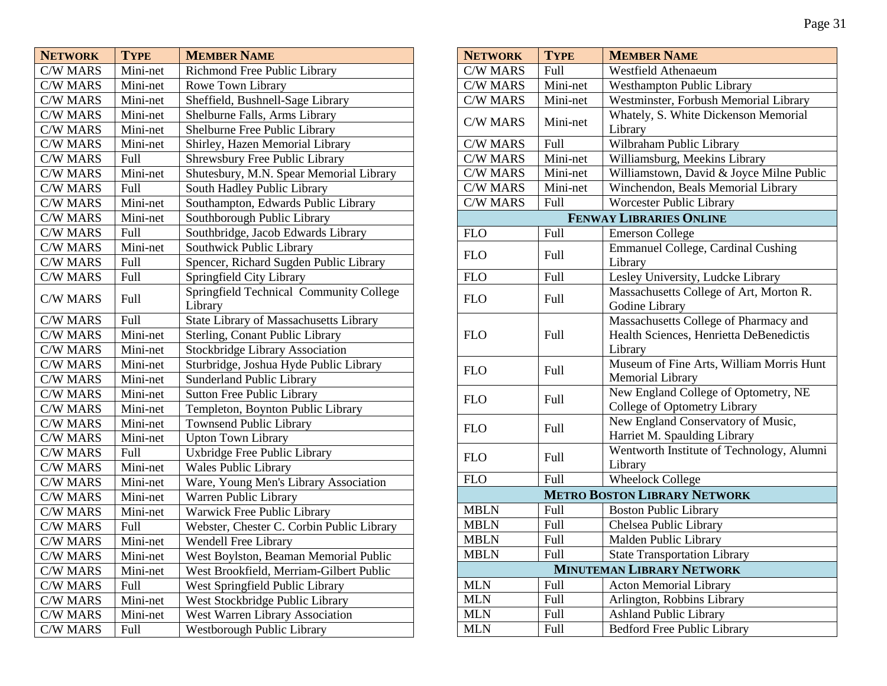| NETWORK | TYPE | MEMBER NAME |
|---|---|---|
| C/W MARS | Mini-net | Richmond Free Public Library |
| C/W MARS | Mini-net | Rowe Town Library |
| C/W MARS | Mini-net | Sheffield, Bushnell-Sage Library |
| C/W MARS | Mini-net | Shelburne Falls, Arms Library |
| C/W MARS | Mini-net | Shelburne Free Public Library |
| C/W MARS | Mini-net | Shirley, Hazen Memorial Library |
| C/W MARS | Full | Shrewsbury Free Public Library |
| C/W MARS | Mini-net | Shutesbury, M.N. Spear Memorial Library |
| C/W MARS | Full | South Hadley Public Library |
| C/W MARS | Mini-net | Southampton, Edwards Public Library |
| C/W MARS | Mini-net | Southborough Public Library |
| C/W MARS | Full | Southbridge, Jacob Edwards Library |
| C/W MARS | Mini-net | Southwick Public Library |
| C/W MARS | Full | Spencer, Richard Sugden Public Library |
| C/W MARS | Full | Springfield City Library |
| C/W MARS | Full | Springfield Technical Community College Library |
| C/W MARS | Full | State Library of Massachusetts Library |
| C/W MARS | Mini-net | Sterling, Conant Public Library |
| C/W MARS | Mini-net | Stockbridge Library Association |
| C/W MARS | Mini-net | Sturbridge, Joshua Hyde Public Library |
| C/W MARS | Mini-net | Sunderland Public Library |
| C/W MARS | Mini-net | Sutton Free Public Library |
| C/W MARS | Mini-net | Templeton, Boynton Public Library |
| C/W MARS | Mini-net | Townsend Public Library |
| C/W MARS | Mini-net | Upton Town Library |
| C/W MARS | Full | Uxbridge Free Public Library |
| C/W MARS | Mini-net | Wales Public Library |
| C/W MARS | Mini-net | Ware, Young Men's Library Association |
| C/W MARS | Mini-net | Warren Public Library |
| C/W MARS | Mini-net | Warwick Free Public Library |
| C/W MARS | Full | Webster, Chester C. Corbin Public Library |
| C/W MARS | Mini-net | Wendell Free Library |
| C/W MARS | Mini-net | West Boylston, Beaman Memorial Public |
| C/W MARS | Mini-net | West Brookfield, Merriam-Gilbert Public |
| C/W MARS | Full | West Springfield Public Library |
| C/W MARS | Mini-net | West Stockbridge Public Library |
| C/W MARS | Mini-net | West Warren Library Association |
| C/W MARS | Full | Westborough Public Library |
| C/W MARS | Full | Westfield Athenaeum |
| C/W MARS | Mini-net | Westhampton Public Library |
| C/W MARS | Mini-net | Westminster, Forbush Memorial Library |
| C/W MARS | Mini-net | Whately, S. White Dickenson Memorial Library |
| C/W MARS | Full | Wilbraham Public Library |
| C/W MARS | Mini-net | Williamsburg, Meekins Library |
| C/W MARS | Mini-net | Williamstown, David & Joyce Milne Public |
| C/W MARS | Mini-net | Winchendon, Beals Memorial Library |
| C/W MARS | Full | Worcester Public Library |
| **FENWAY LIBRARIES ONLINE** | | |
| FLO | Full | Emerson College |
| FLO | Full | Emmanuel College, Cardinal Cushing Library |
| FLO | Full | Lesley University, Ludcke Library |
| FLO | Full | Massachusetts College of Art, Morton R. Godine Library |
| FLO | Full | Massachusetts College of Pharmacy and Health Sciences, Henrietta DeBenedictis Library |
| FLO | Full | Museum of Fine Arts, William Morris Hunt Memorial Library |
| FLO | Full | New England College of Optometry, NE College of Optometry Library |
| FLO | Full | New England Conservatory of Music, Harriet M. Spaulding Library |
| FLO | Full | Wentworth Institute of Technology, Alumni Library |
| FLO | Full | Wheelock College |
| **METRO BOSTON LIBRARY NETWORK** | | |
| MBLN | Full | Boston Public Library |
| MBLN | Full | Chelsea Public Library |
| MBLN | Full | Malden Public Library |
| MBLN | Full | State Transportation Library |
| **MINUTEMAN LIBRARY NETWORK** | | |
| MLN | Full | Acton Memorial Library |
| MLN | Full | Arlington, Robbins Library |
| MLN | Full | Ashland Public Library |
| MLN | Full | Bedford Free Public Library |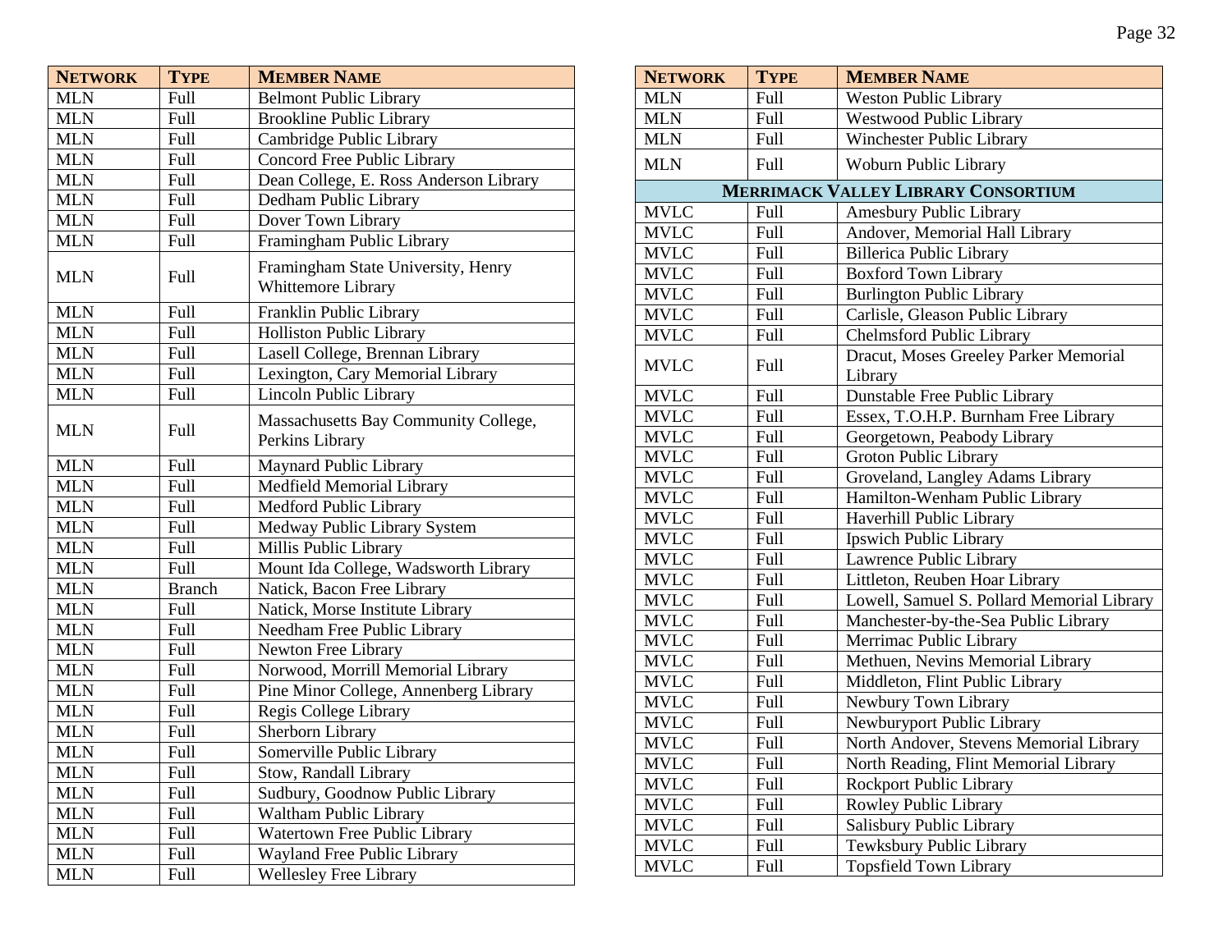| NETWORK | TYPE | MEMBER NAME |
|---|---|---|
| MLN | Full | Belmont Public Library |
| MLN | Full | Brookline Public Library |
| MLN | Full | Cambridge Public Library |
| MLN | Full | Concord Free Public Library |
| MLN | Full | Dean College, E. Ross Anderson Library |
| MLN | Full | Dedham Public Library |
| MLN | Full | Dover Town Library |
| MLN | Full | Framingham Public Library |
| MLN | Full | Framingham State University, Henry Whittemore Library |
| MLN | Full | Franklin Public Library |
| MLN | Full | Holliston Public Library |
| MLN | Full | Lasell College, Brennan Library |
| MLN | Full | Lexington, Cary Memorial Library |
| MLN | Full | Lincoln Public Library |
| MLN | Full | Massachusetts Bay Community College, Perkins Library |
| MLN | Full | Maynard Public Library |
| MLN | Full | Medfield Memorial Library |
| MLN | Full | Medford Public Library |
| MLN | Full | Medway Public Library System |
| MLN | Full | Millis Public Library |
| MLN | Full | Mount Ida College, Wadsworth Library |
| MLN | Branch | Natick, Bacon Free Library |
| MLN | Full | Natick, Morse Institute Library |
| MLN | Full | Needham Free Public Library |
| MLN | Full | Newton Free Library |
| MLN | Full | Norwood, Morrill Memorial Library |
| MLN | Full | Pine Minor College, Annenberg Library |
| MLN | Full | Regis College Library |
| MLN | Full | Sherborn Library |
| MLN | Full | Somerville Public Library |
| MLN | Full | Stow, Randall Library |
| MLN | Full | Sudbury, Goodnow Public Library |
| MLN | Full | Waltham Public Library |
| MLN | Full | Watertown Free Public Library |
| MLN | Full | Wayland Free Public Library |
| MLN | Full | Wellesley Free Library |
| MLN | Full | Weston Public Library |
| MLN | Full | Westwood Public Library |
| MLN | Full | Winchester Public Library |
| MLN | Full | Woburn Public Library |
| **MERRIMACK VALLEY LIBRARY CONSORTIUM** | | |
| MVLC | Full | Amesbury Public Library |
| MVLC | Full | Andover, Memorial Hall Library |
| MVLC | Full | Billerica Public Library |
| MVLC | Full | Boxford Town Library |
| MVLC | Full | Burlington Public Library |
| MVLC | Full | Carlisle, Gleason Public Library |
| MVLC | Full | Chelmsford Public Library |
| MVLC | Full | Dracut, Moses Greeley Parker Memorial Library |
| MVLC | Full | Dunstable Free Public Library |
| MVLC | Full | Essex, T.O.H.P. Burnham Free Library |
| MVLC | Full | Georgetown, Peabody Library |
| MVLC | Full | Groton Public Library |
| MVLC | Full | Groveland, Langley Adams Library |
| MVLC | Full | Hamilton-Wenham Public Library |
| MVLC | Full | Haverhill Public Library |
| MVLC | Full | Ipswich Public Library |
| MVLC | Full | Lawrence Public Library |
| MVLC | Full | Littleton, Reuben Hoar Library |
| MVLC | Full | Lowell, Samuel S. Pollard Memorial Library |
| MVLC | Full | Manchester-by-the-Sea Public Library |
| MVLC | Full | Merrimac Public Library |
| MVLC | Full | Methuen, Nevins Memorial Library |
| MVLC | Full | Middleton, Flint Public Library |
| MVLC | Full | Newbury Town Library |
| MVLC | Full | Newburyport Public Library |
| MVLC | Full | North Andover, Stevens Memorial Library |
| MVLC | Full | North Reading, Flint Memorial Library |
| MVLC | Full | Rockport Public Library |
| MVLC | Full | Rowley Public Library |
| MVLC | Full | Salisbury Public Library |
| MVLC | Full | Tewksbury Public Library |
| MVLC | Full | Topsfield Town Library |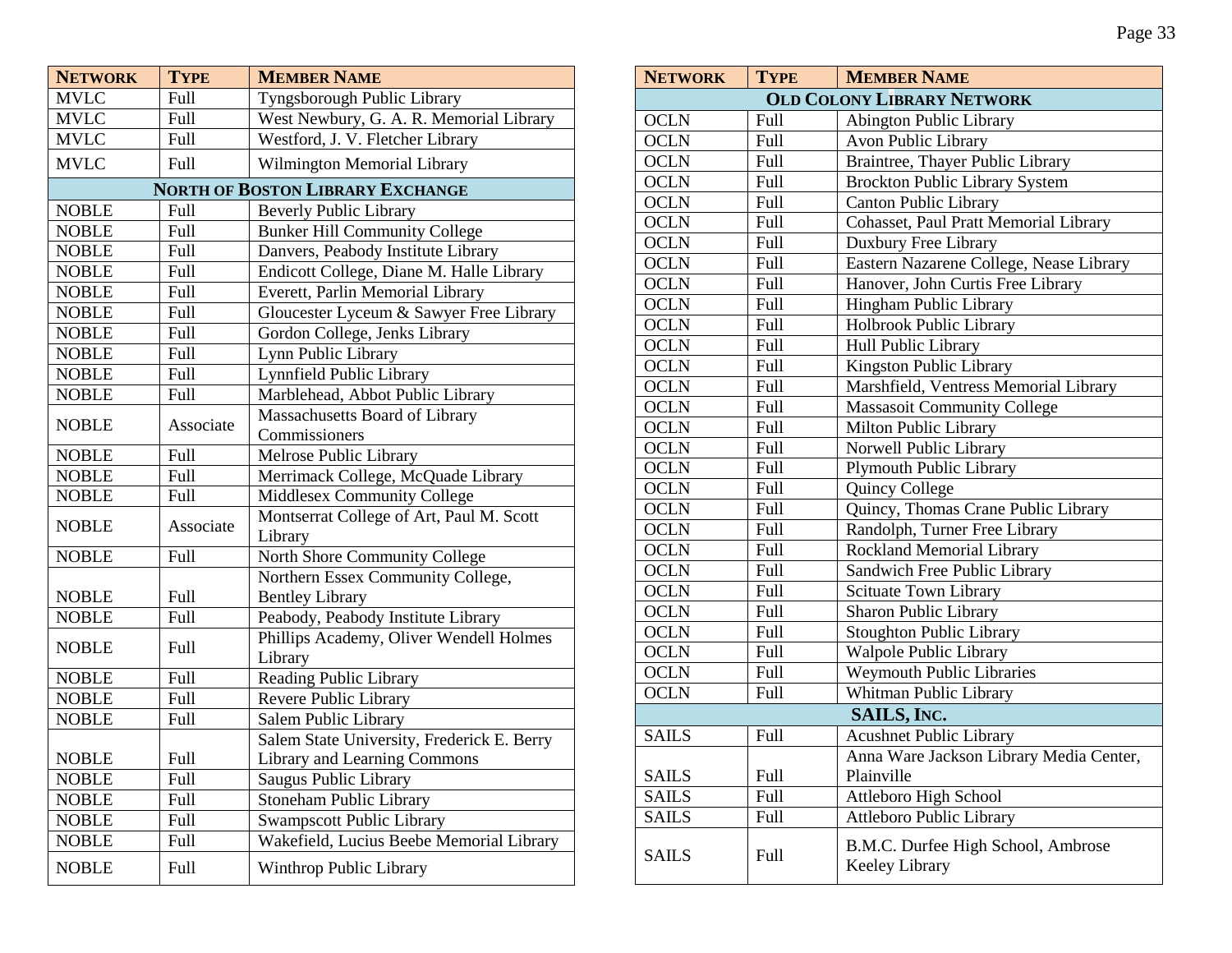| NETWORK | TYPE | MEMBER NAME |
|---|---|---|
| MVLC | Full | Tyngsborough Public Library |
| MVLC | Full | West Newbury, G. A. R. Memorial Library |
| MVLC | Full | Westford, J. V. Fletcher Library |
| MVLC | Full | Wilmington Memorial Library |
| **NORTH OF BOSTON LIBRARY EXCHANGE** | | |
| NOBLE | Full | Beverly Public Library |
| NOBLE | Full | Bunker Hill Community College |
| NOBLE | Full | Danvers, Peabody Institute Library |
| NOBLE | Full | Endicott College, Diane M. Halle Library |
| NOBLE | Full | Everett, Parlin Memorial Library |
| NOBLE | Full | Gloucester Lyceum & Sawyer Free Library |
| NOBLE | Full | Gordon College, Jenks Library |
| NOBLE | Full | Lynn Public Library |
| NOBLE | Full | Lynnfield Public Library |
| NOBLE | Full | Marblehead, Abbot Public Library |
| NOBLE | Associate | Massachusetts Board of Library Commissioners |
| NOBLE | Full | Melrose Public Library |
| NOBLE | Full | Merrimack College, McQuade Library |
| NOBLE | Full | Middlesex Community College |
| NOBLE | Associate | Montserrat College of Art, Paul M. Scott Library |
| NOBLE | Full | North Shore Community College |
| NOBLE | Full | Northern Essex Community College, Bentley Library |
| NOBLE | Full | Peabody, Peabody Institute Library |
| NOBLE | Full | Phillips Academy, Oliver Wendell Holmes Library |
| NOBLE | Full | Reading Public Library |
| NOBLE | Full | Revere Public Library |
| NOBLE | Full | Salem Public Library |
| NOBLE | Full | Salem State University, Frederick E. Berry Library and Learning Commons |
| NOBLE | Full | Saugus Public Library |
| NOBLE | Full | Stoneham Public Library |
| NOBLE | Full | Swampscott Public Library |
| NOBLE | Full | Wakefield, Lucius Beebe Memorial Library |
| NOBLE | Full | Winthrop Public Library |

| NETWORK | TYPE | MEMBER NAME |
|---|---|---|
| **OLD COLONY LIBRARY NETWORK** | | |
| OCLN | Full | Abington Public Library |
| OCLN | Full | Avon Public Library |
| OCLN | Full | Braintree, Thayer Public Library |
| OCLN | Full | Brockton Public Library System |
| OCLN | Full | Canton Public Library |
| OCLN | Full | Cohasset, Paul Pratt Memorial Library |
| OCLN | Full | Duxbury Free Library |
| OCLN | Full | Eastern Nazarene College, Nease Library |
| OCLN | Full | Hanover, John Curtis Free Library |
| OCLN | Full | Hingham Public Library |
| OCLN | Full | Holbrook Public Library |
| OCLN | Full | Hull Public Library |
| OCLN | Full | Kingston Public Library |
| OCLN | Full | Marshfield, Ventress Memorial Library |
| OCLN | Full | Massasoit Community College |
| OCLN | Full | Milton Public Library |
| OCLN | Full | Norwell Public Library |
| OCLN | Full | Plymouth Public Library |
| OCLN | Full | Quincy College |
| OCLN | Full | Quincy, Thomas Crane Public Library |
| OCLN | Full | Randolph, Turner Free Library |
| OCLN | Full | Rockland Memorial Library |
| OCLN | Full | Sandwich Free Public Library |
| OCLN | Full | Scituate Town Library |
| OCLN | Full | Sharon Public Library |
| OCLN | Full | Stoughton Public Library |
| OCLN | Full | Walpole Public Library |
| OCLN | Full | Weymouth Public Libraries |
| OCLN | Full | Whitman Public Library |
| **SAILS, INC.** | | |
| SAILS | Full | Acushnet Public Library |
| SAILS | Full | Anna Ware Jackson Library Media Center, Plainville |
| SAILS | Full | Attleboro High School |
| SAILS | Full | Attleboro Public Library |
| SAILS | Full | B.M.C. Durfee High School, Ambrose Keeley Library |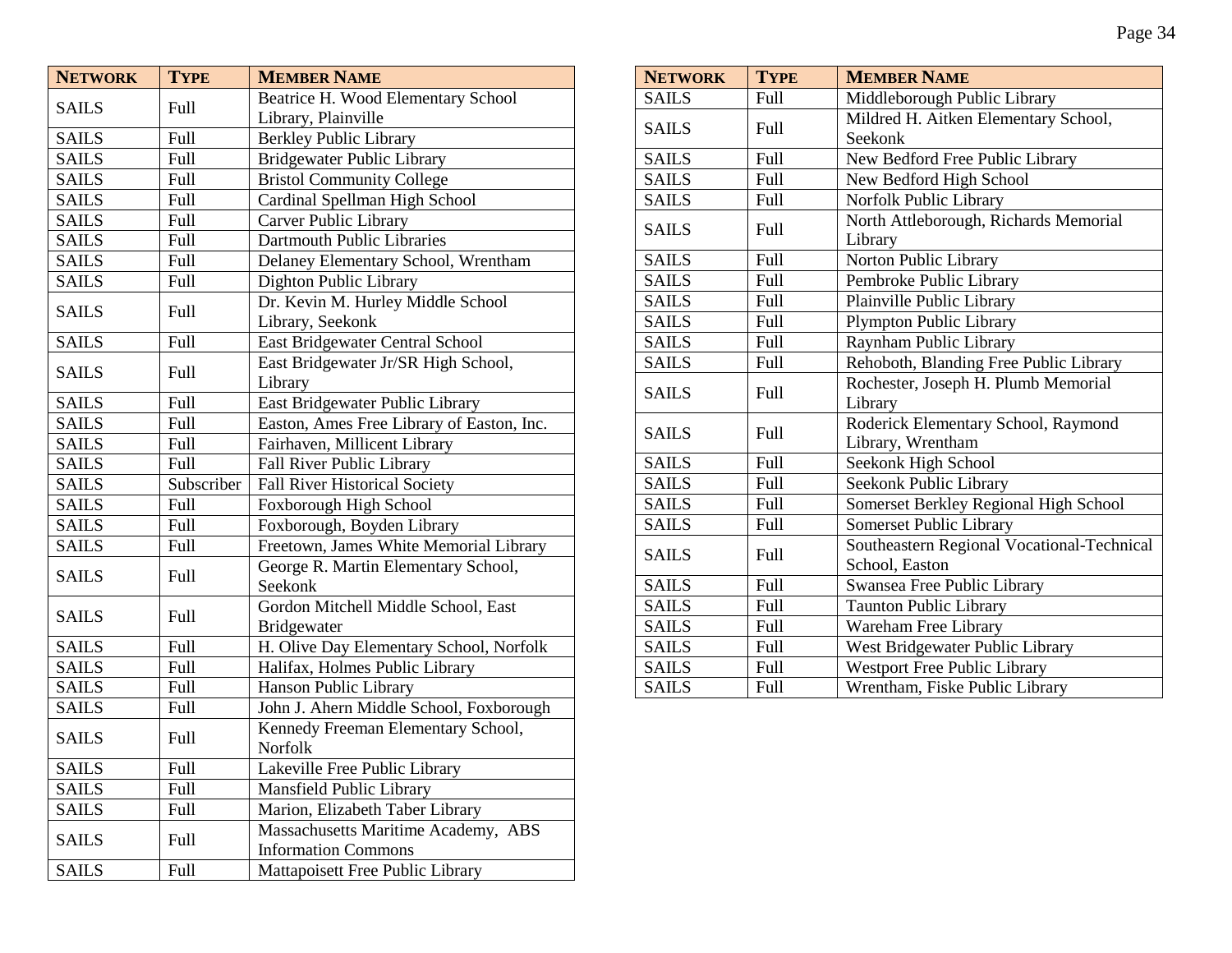| NETWORK | TYPE | MEMBER NAME |
|---|---|---|
| SAILS | Full | Beatrice H. Wood Elementary School Library, Plainville |
| SAILS | Full | Berkley Public Library |
| SAILS | Full | Bridgewater Public Library |
| SAILS | Full | Bristol Community College |
| SAILS | Full | Cardinal Spellman High School |
| SAILS | Full | Carver Public Library |
| SAILS | Full | Dartmouth Public Libraries |
| SAILS | Full | Delaney Elementary School, Wrentham |
| SAILS | Full | Dighton Public Library |
| SAILS | Full | Dr. Kevin M. Hurley Middle School Library, Seekonk |
| SAILS | Full | East Bridgewater Central School |
| SAILS | Full | East Bridgewater Jr/SR High School, Library |
| SAILS | Full | East Bridgewater Public Library |
| SAILS | Full | Easton, Ames Free Library of Easton, Inc. |
| SAILS | Full | Fairhaven, Millicent Library |
| SAILS | Full | Fall River Public Library |
| SAILS | Subscriber | Fall River Historical Society |
| SAILS | Full | Foxborough High School |
| SAILS | Full | Foxborough, Boyden Library |
| SAILS | Full | Freetown, James White Memorial Library |
| SAILS | Full | George R. Martin Elementary School, Seekonk |
| SAILS | Full | Gordon Mitchell Middle School, East Bridgewater |
| SAILS | Full | H. Olive Day Elementary School, Norfolk |
| SAILS | Full | Halifax, Holmes Public Library |
| SAILS | Full | Hanson Public Library |
| SAILS | Full | John J. Ahern Middle School, Foxborough |
| SAILS | Full | Kennedy Freeman Elementary School, Norfolk |
| SAILS | Full | Lakeville Free Public Library |
| SAILS | Full | Mansfield Public Library |
| SAILS | Full | Marion, Elizabeth Taber Library |
| SAILS | Full | Massachusetts Maritime Academy, ABS Information Commons |
| SAILS | Full | Mattapoisett Free Public Library |
| SAILS | Full | Middleborough Public Library |
| SAILS | Full | Mildred H. Aitken Elementary School, Seekonk |
| SAILS | Full | New Bedford Free Public Library |
| SAILS | Full | New Bedford High School |
| SAILS | Full | Norfolk Public Library |
| SAILS | Full | North Attleborough, Richards Memorial Library |
| SAILS | Full | Norton Public Library |
| SAILS | Full | Pembroke Public Library |
| SAILS | Full | Plainville Public Library |
| SAILS | Full | Plympton Public Library |
| SAILS | Full | Raynham Public Library |
| SAILS | Full | Rehoboth, Blanding Free Public Library |
| SAILS | Full | Rochester, Joseph H. Plumb Memorial Library |
| SAILS | Full | Roderick Elementary School, Raymond Library, Wrentham |
| SAILS | Full | Seekonk High School |
| SAILS | Full | Seekonk Public Library |
| SAILS | Full | Somerset Berkley Regional High School |
| SAILS | Full | Somerset Public Library |
| SAILS | Full | Southeastern Regional Vocational-Technical School, Easton |
| SAILS | Full | Swansea Free Public Library |
| SAILS | Full | Taunton Public Library |
| SAILS | Full | Wareham Free Library |
| SAILS | Full | West Bridgewater Public Library |
| SAILS | Full | Westport Free Public Library |
| SAILS | Full | Wrentham, Fiske Public Library |